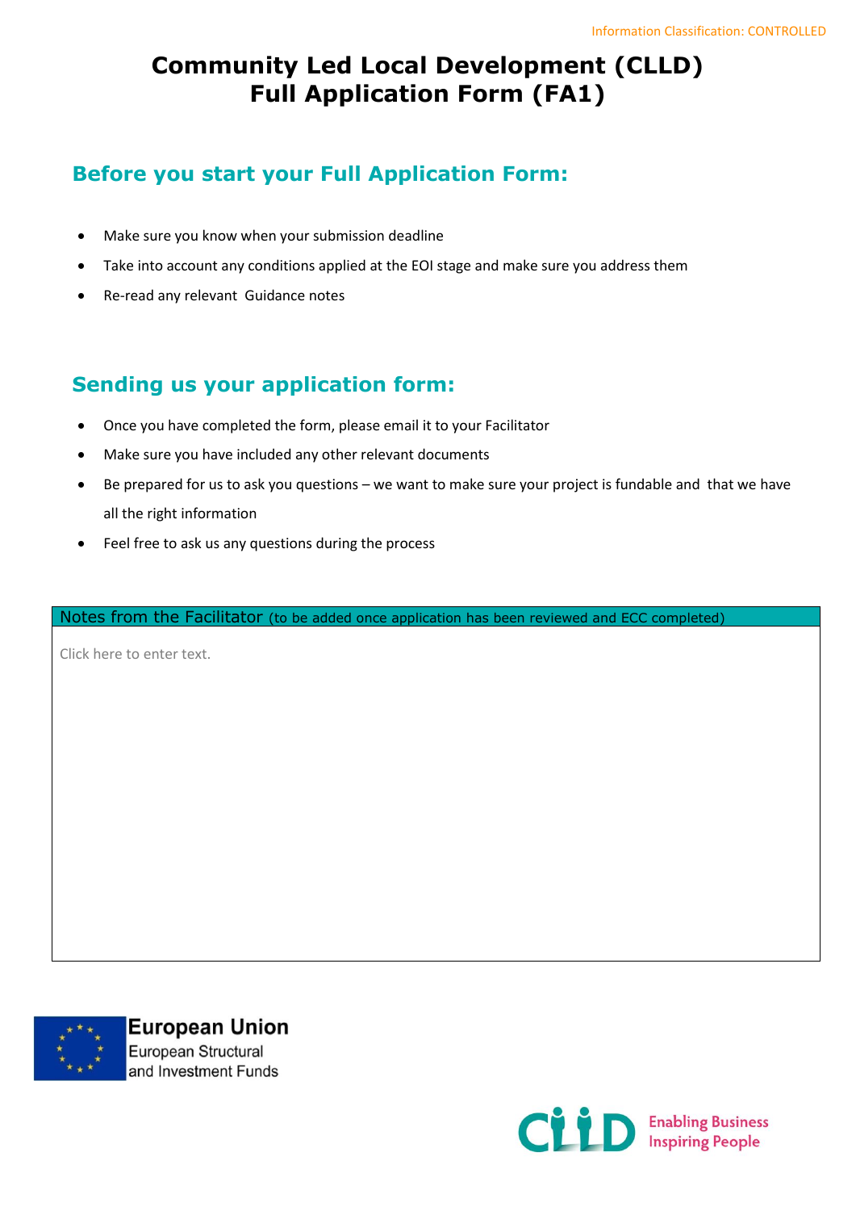Information Classification: CONTROLLED

# Community Led Local Development (CLLD) Full Application Form (FA1)

## Before you start your Full Application Form:

- Make sure you know when your submission deadline
- Take into account any conditions applied at the EOI stage and make sure you address them
- Re-read any relevant Guidance notes

## Sending us your application form:

- Once you have completed the form, please email it to your Facilitator
- Make sure you have included any other relevant documents
- Be prepared for us to ask you questions – we want to make sure your project is fundable and that we have all the right information
- Feel free to ask us any questions during the process

| Notes from the Facilitator (to be added once application has been reviewed and ECC completed) |
|---|
| Click here to enter text. |

European Union
European Structural and Investment Funds

CLLD Enabling Business Inspiring People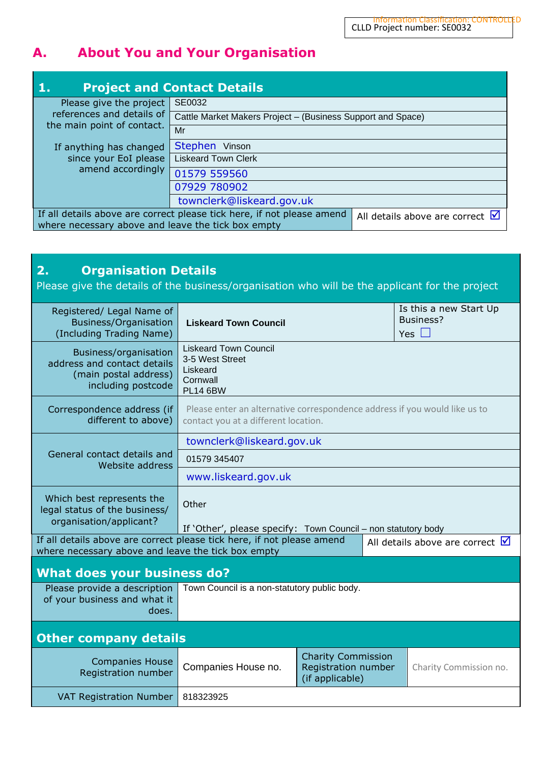Information Classification: CONTROLLED

CLLD Project number: SE0032

# A. About You and Your Organisation

## 1. Project and Contact Details

| Please give the project references and details of the main point of contact. If anything has changed since your EoI please amend accordingly | |
|---|---|
| | SE0032 |
| | Cattle Market Makers Project – (Business Support and Space) |
| | Mr |
| | Stephen Vinson |
| | Liskeard Town Clerk |
| | 01579 559560 |
| | 07929 780902 |
| | townclerk@liskeard.gov.uk |
| If all details above are correct please tick here, if not please amend where necessary above and leave the tick box empty | All details above are correct ☑ |

## 2. Organisation Details

Please give the details of the business/organisation who will be the applicant for the project

| | | | |
|---|---|---|---|
| Registered/ Legal Name of Business/Organisation (Including Trading Name) | **Liskeard Town Council** | Is this a new Start Up Business? Yes ☐ | |
| Business/organisation address and contact details (main postal address) including postcode | Liskeard Town Council<br>3-5 West Street<br>Liskeard<br>Cornwall<br>PL14 6BW | | |
| Correspondence address (if different to above) | Please enter an alternative correspondence address if you would like us to contact you at a different location. | | |
| General contact details and Website address | townclerk@liskeard.gov.uk<br>01579 345407<br>www.liskeard.gov.uk | | |
| Which best represents the legal status of the business/ organisation/applicant? | Other<br><br>If 'Other', please specify: Town Council – non statutory body | | |
| If all details above are correct please tick here, if not please amend where necessary above and leave the tick box empty | All details above are correct ☑ | | |

### What does your business do?

| | |
|---|---|
| Please provide a description of your business and what it does. | Town Council is a non-statutory public body. |

### Other company details

| | | | |
|---|---|---|---|
| Companies House Registration number | Companies House no. | Charity Commission Registration number (if applicable) | Charity Commission no. |
| VAT Registration Number | 818323925 | | |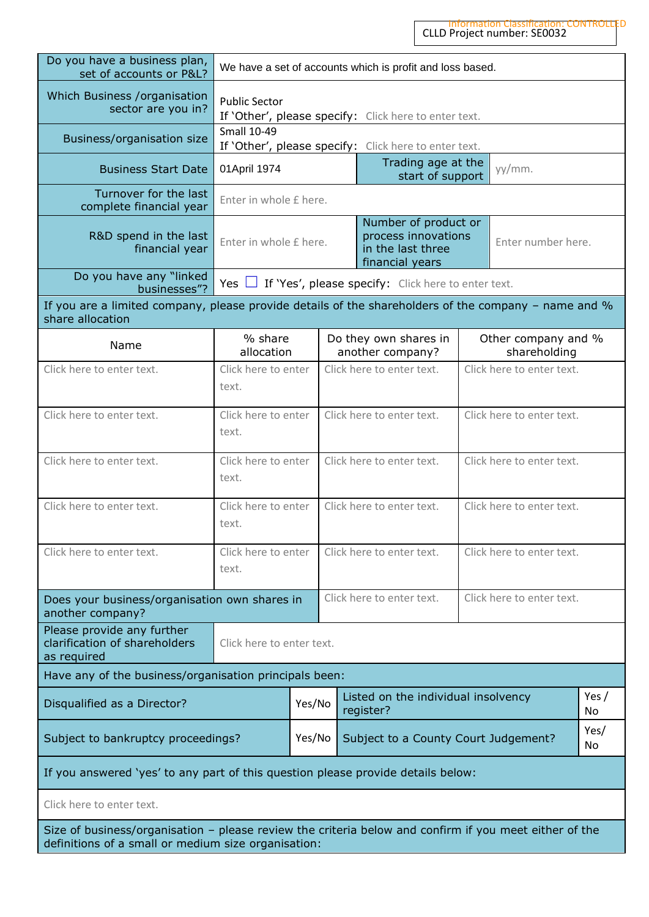Information Classification: CONTROLLED

CLLD Project number: SE0032

| Do you have a business plan, set of accounts or P&L? | We have a set of accounts which is profit and loss based. | | |
|---|---|---|---|
| Which Business /organisation sector are you in? | Public Sector<br>If 'Other', please specify: Click here to enter text. | | |
| Business/organisation size | Small 10-49<br>If 'Other', please specify: Click here to enter text. | | |
| Business Start Date | 01April 1974 | Trading age at the start of support | yy/mm. |
| Turnover for the last complete financial year | Enter in whole £ here. | | |
| R&D spend in the last financial year | Enter in whole £ here. | Number of product or process innovations in the last three financial years | Enter number here. |
| Do you have any "linked businesses"? | Yes ☐ If 'Yes', please specify: Click here to enter text. | | |

| If you are a limited company, please provide details of the shareholders of the company – name and % share allocation | | | |
|---|---|---|---|
| Name | % share allocation | Do they own shares in another company? | Other company and % shareholding |
| Click here to enter text. | Click here to enter text. | Click here to enter text. | Click here to enter text. |
| Click here to enter text. | Click here to enter text. | Click here to enter text. | Click here to enter text. |
| Click here to enter text. | Click here to enter text. | Click here to enter text. | Click here to enter text. |
| Click here to enter text. | Click here to enter text. | Click here to enter text. | Click here to enter text. |
| Click here to enter text. | Click here to enter text. | Click here to enter text. | Click here to enter text. |
| Does your business/organisation own shares in another company? | | Click here to enter text. | Click here to enter text. |
| Please provide any further clarification of shareholders as required | Click here to enter text. | | |

| Have any of the business/organisation principals been: | | | |
|---|---|---|---|
| Disqualified as a Director? | Yes/No | Listed on the individual insolvency register? | Yes / No |
| Subject to bankruptcy proceedings? | Yes/No | Subject to a County Court Judgement? | Yes/ No |
| If you answered 'yes' to any part of this question please provide details below: | | | |
| Click here to enter text. | | | |

Size of business/organisation – please review the criteria below and confirm if you meet either of the definitions of a small or medium size organisation: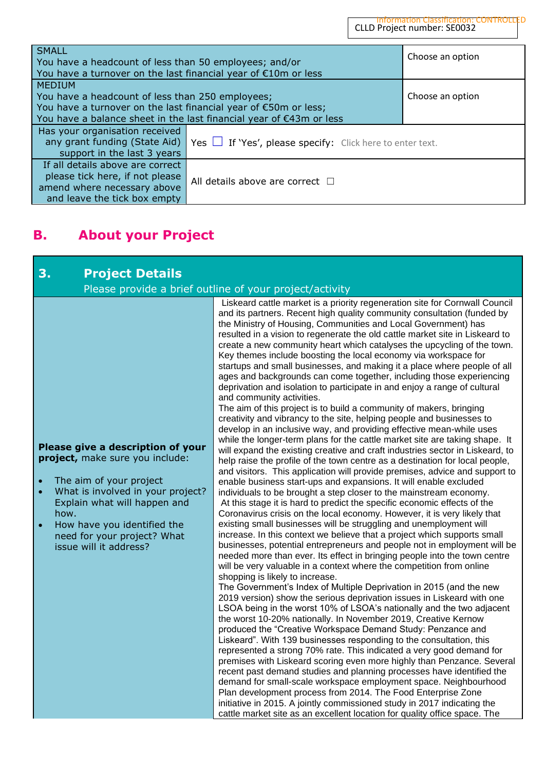| | |
|---|---|
| SMALL<br>You have a headcount of less than 50 employees; and/or<br>You have a turnover on the last financial year of €10m or less | Choose an option |
| MEDIUM<br>You have a headcount of less than 250 employees;<br>You have a turnover on the last financial year of €50m or less;<br>You have a balance sheet in the last financial year of €43m or less | Choose an option |
| Has your organisation received any grant funding (State Aid) support in the last 3 years | Yes ☐ If 'Yes', please specify: Click here to enter text. |
| If all details above are correct please tick here, if not please amend where necessary above and leave the tick box empty | All details above are correct ☐ |

## B. About your Project

### 3. Project Details

Please provide a brief outline of your project/activity

| | |
|---|---|
| **Please give a description of your project,** make sure you include:<br><br>• The aim of your project<br>• What is involved in your project? Explain what will happen and how.<br>• How have you identified the need for your project? What issue will it address? | Liskeard cattle market is a priority regeneration site for Cornwall Council and its partners. Recent high quality community consultation (funded by the Ministry of Housing, Communities and Local Government) has resulted in a vision to regenerate the old cattle market site in Liskeard to create a new community heart which catalyses the upcycling of the town. Key themes include boosting the local economy via workspace for startups and small businesses, and making it a place where people of all ages and backgrounds can come together, including those experiencing deprivation and isolation to participate in and enjoy a range of cultural and community activities.<br>The aim of this project is to build a community of makers, bringing creativity and vibrancy to the site, helping people and businesses to develop in an inclusive way, and providing effective mean-while uses while the longer-term plans for the cattle market site are taking shape. It will expand the existing creative and craft industries sector in Liskeard, to help raise the profile of the town centre as a destination for local people, and visitors. This application will provide premises, advice and support to enable business start-ups and expansions. It will enable excluded individuals to be brought a step closer to the mainstream economy.<br>At this stage it is hard to predict the specific economic effects of the Coronavirus crisis on the local economy. However, it is very likely that existing small businesses will be struggling and unemployment will increase. In this context we believe that a project which supports small businesses, potential entrepreneurs and people not in employment will be needed more than ever. Its effect in bringing people into the town centre will be very valuable in a context where the competition from online shopping is likely to increase.<br>The Government's Index of Multiple Deprivation in 2015 (and the new 2019 version) show the serious deprivation issues in Liskeard with one LSOA being in the worst 10% of LSOA's nationally and the two adjacent the worst 10-20% nationally. In November 2019, Creative Kernow produced the "Creative Workspace Demand Study: Penzance and Liskeard". With 139 businesses responding to the consultation, this represented a strong 70% rate. This indicated a very good demand for premises with Liskeard scoring even more highly than Penzance. Several recent past demand studies and planning processes have identified the demand for small-scale workspace employment space. Neighbourhood Plan development process from 2014. The Food Enterprise Zone initiative in 2015. A jointly commissioned study in 2017 indicating the cattle market site as an excellent location for quality office space. The |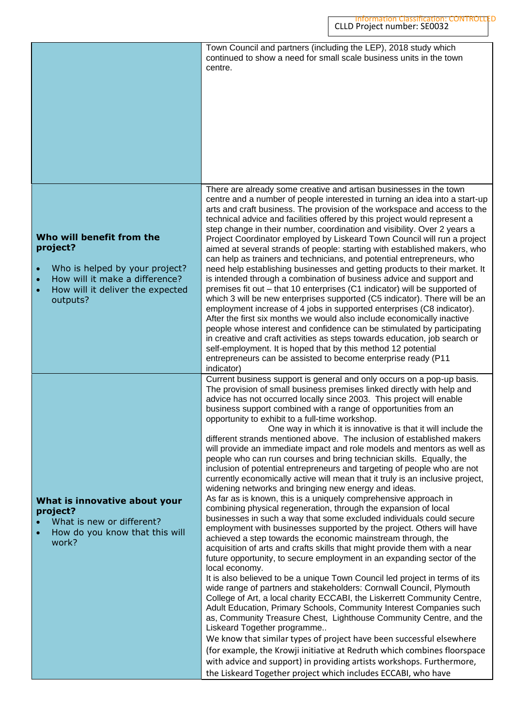| | |
|---|---|
| | Town Council and partners (including the LEP), 2018 study which continued to show a need for small scale business units in the town centre. |
| **Who will benefit from the project?**<br><br>• Who is helped by your project?<br>• How will it make a difference?<br>• How will it deliver the expected outputs? | There are already some creative and artisan businesses in the town centre and a number of people interested in turning an idea into a start-up arts and craft business. The provision of the workspace and access to the technical advice and facilities offered by this project would represent a step change in their number, coordination and visibility. Over 2 years a Project Coordinator employed by Liskeard Town Council will run a project aimed at several strands of people: starting with established makers, who can help as trainers and technicians, and potential entrepreneurs, who need help establishing businesses and getting products to their market. It is intended through a combination of business advice and support and premises fit out – that 10 enterprises (C1 indicator) will be supported of which 3 will be new enterprises supported (C5 indicator). There will be an employment increase of 4 jobs in supported enterprises (C8 indicator). After the first six months we would also include economically inactive people whose interest and confidence can be stimulated by participating in creative and craft activities as steps towards education, job search or self-employment. It is hoped that by this method 12 potential entrepreneurs can be assisted to become enterprise ready (P11 indicator) |
| **What is innovative about your project?**<br>• What is new or different?<br>• How do you know that this will work? | Current business support is general and only occurs on a pop-up basis. The provision of small business premises linked directly with help and advice has not occurred locally since 2003. This project will enable business support combined with a range of opportunities from an opportunity to exhibit to a full-time workshop.<br>One way in which it is innovative is that it will include the different strands mentioned above. The inclusion of established makers will provide an immediate impact and role models and mentors as well as people who can run courses and bring technician skills. Equally, the inclusion of potential entrepreneurs and targeting of people who are not currently economically active will mean that it truly is an inclusive project, widening networks and bringing new energy and ideas.<br>As far as is known, this is a uniquely comprehensive approach in combining physical regeneration, through the expansion of local businesses in such a way that some excluded individuals could secure employment with businesses supported by the project. Others will have achieved a step towards the economic mainstream through, the acquisition of arts and crafts skills that might provide them with a near future opportunity, to secure employment in an expanding sector of the local economy.<br>It is also believed to be a unique Town Council led project in terms of its wide range of partners and stakeholders: Cornwall Council, Plymouth College of Art, a local charity ECCABI, the Liskerrett Community Centre, Adult Education, Primary Schools, Community Interest Companies such as, Community Treasure Chest, Lighthouse Community Centre, and the Liskeard Together programme..<br>We know that similar types of project have been successful elsewhere (for example, the Krowji initiative at Redruth which combines floorspace with advice and support) in providing artists workshops. Furthermore, the Liskeard Together project which includes ECCABI, who have |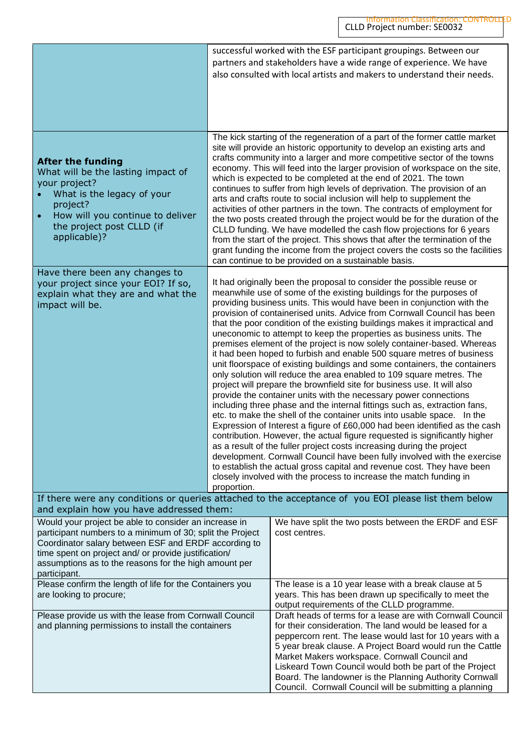| | |
|---|---|
| | successful worked with the ESF participant groupings. Between our partners and stakeholders have a wide range of experience. We have also consulted with local artists and makers to understand their needs. |
| **After the funding**<br>What will be the lasting impact of your project?<br>• What is the legacy of your project?<br>• How will you continue to deliver the project post CLLD (if applicable)? | The kick starting of the regeneration of a part of the former cattle market site will provide an historic opportunity to develop an existing arts and crafts community into a larger and more competitive sector of the towns economy. This will feed into the larger provision of workspace on the site, which is expected to be completed at the end of 2021. The town continues to suffer from high levels of deprivation. The provision of an arts and crafts route to social inclusion will help to supplement the activities of other partners in the town. The contracts of employment for the two posts created through the project would be for the duration of the CLLD funding. We have modelled the cash flow projections for 6 years from the start of the project. This shows that after the termination of the grant funding the income from the project covers the costs so the facilities can continue to be provided on a sustainable basis. |
| Have there been any changes to your project since your EOI? If so, explain what they are and what the impact will be. | It had originally been the proposal to consider the possible reuse or meanwhile use of some of the existing buildings for the purposes of providing business units. This would have been in conjunction with the provision of containerised units. Advice from Cornwall Council has been that the poor condition of the existing buildings makes it impractical and uneconomic to attempt to keep the properties as business units. The premises element of the project is now solely container-based. Whereas it had been hoped to furbish and enable 500 square metres of business unit floorspace of existing buildings and some containers, the containers only solution will reduce the area enabled to 109 square metres. The project will prepare the brownfield site for business use. It will also provide the container units with the necessary power connections including three phase and the internal fittings such as, extraction fans, etc. to make the shell of the container units into usable space. In the Expression of Interest a figure of £60,000 had been identified as the cash contribution. However, the actual figure requested is significantly higher as a result of the fuller project costs increasing during the project development. Cornwall Council have been fully involved with the exercise to establish the actual gross capital and revenue cost. They have been closely involved with the process to increase the match funding in proportion. |

If there were any conditions or queries attached to the acceptance of you EOI please list them below and explain how you have addressed them:

| | |
|---|---|
| Would your project be able to consider an increase in participant numbers to a minimum of 30; split the Project Coordinator salary between ESF and ERDF according to time spent on project and/ or provide justification/ assumptions as to the reasons for the high amount per participant. | We have split the two posts between the ERDF and ESF cost centres. |
| Please confirm the length of life for the Containers you are looking to procure; | The lease is a 10 year lease with a break clause at 5 years. This has been drawn up specifically to meet the output requirements of the CLLD programme. |
| Please provide us with the lease from Cornwall Council and planning permissions to install the containers | Draft heads of terms for a lease are with Cornwall Council for their consideration. The land would be leased for a peppercorn rent. The lease would last for 10 years with a 5 year break clause. A Project Board would run the Cattle Market Makers workspace. Cornwall Council and Liskeard Town Council would both be part of the Project Board. The landowner is the Planning Authority Cornwall Council. Cornwall Council will be submitting a planning |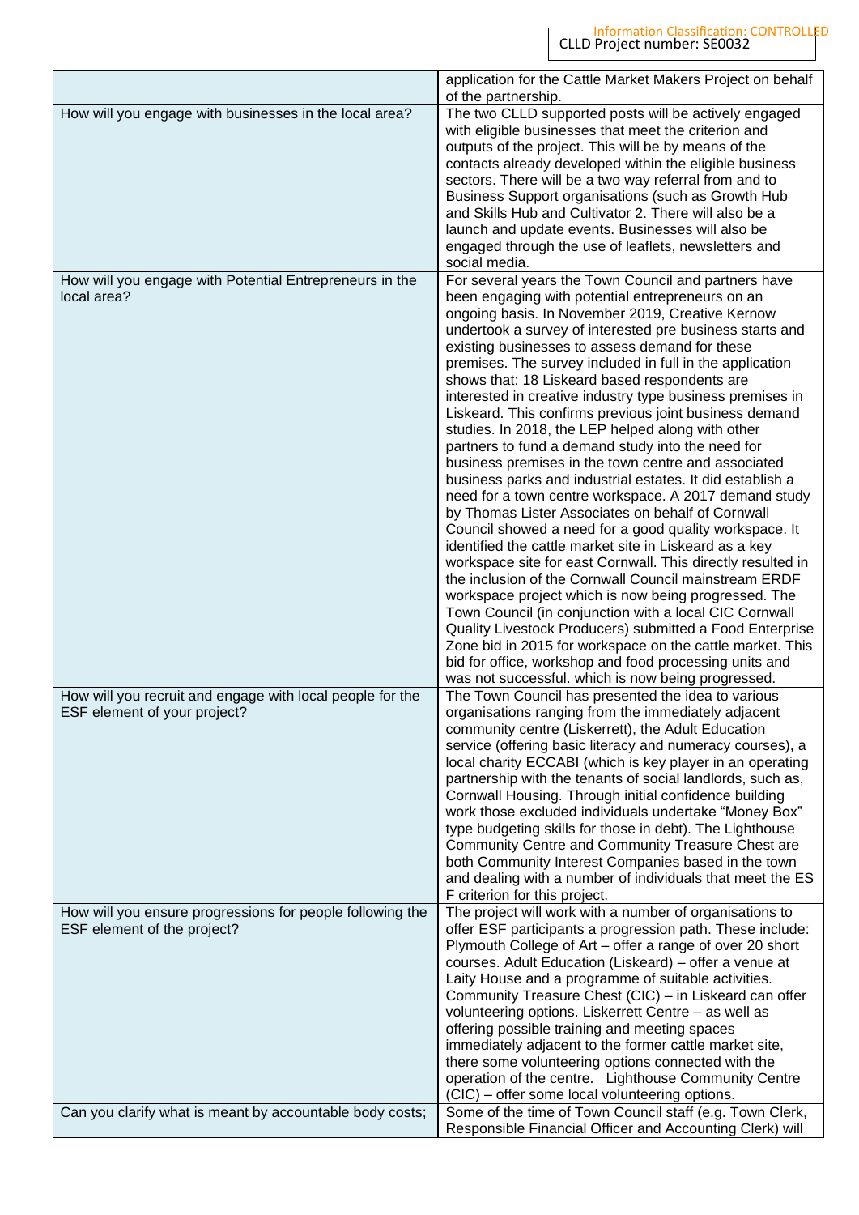| | |
|---|---|
| | application for the Cattle Market Makers Project on behalf of the partnership. |
| How will you engage with businesses in the local area? | The two CLLD supported posts will be actively engaged with eligible businesses that meet the criterion and outputs of the project. This will be by means of the contacts already developed within the eligible business sectors. There will be a two way referral from and to Business Support organisations (such as Growth Hub and Skills Hub and Cultivator 2. There will also be a launch and update events. Businesses will also be engaged through the use of leaflets, newsletters and social media. |
| How will you engage with Potential Entrepreneurs in the local area? | For several years the Town Council and partners have been engaging with potential entrepreneurs on an ongoing basis. In November 2019, Creative Kernow undertook a survey of interested pre business starts and existing businesses to assess demand for these premises. The survey included in full in the application shows that: 18 Liskeard based respondents are interested in creative industry type business premises in Liskeard. This confirms previous joint business demand studies. In 2018, the LEP helped along with other partners to fund a demand study into the need for business premises in the town centre and associated business parks and industrial estates. It did establish a need for a town centre workspace. A 2017 demand study by Thomas Lister Associates on behalf of Cornwall Council showed a need for a good quality workspace. It identified the cattle market site in Liskeard as a key workspace site for east Cornwall. This directly resulted in the inclusion of the Cornwall Council mainstream ERDF workspace project which is now being progressed. The Town Council (in conjunction with a local CIC Cornwall Quality Livestock Producers) submitted a Food Enterprise Zone bid in 2015 for workspace on the cattle market. This bid for office, workshop and food processing units and was not successful. which is now being progressed. |
| How will you recruit and engage with local people for the ESF element of your project? | The Town Council has presented the idea to various organisations ranging from the immediately adjacent community centre (Liskerrett), the Adult Education service (offering basic literacy and numeracy courses), a local charity ECCABI (which is key player in an operating partnership with the tenants of social landlords, such as, Cornwall Housing. Through initial confidence building work those excluded individuals undertake "Money Box" type budgeting skills for those in debt). The Lighthouse Community Centre and Community Treasure Chest are both Community Interest Companies based in the town and dealing with a number of individuals that meet the ES F criterion for this project. |
| How will you ensure progressions for people following the ESF element of the project? | The project will work with a number of organisations to offer ESF participants a progression path. These include: Plymouth College of Art – offer a range of over 20 short courses. Adult Education (Liskeard) – offer a venue at Laity House and a programme of suitable activities. Community Treasure Chest (CIC) – in Liskeard can offer volunteering options. Liskerrett Centre – as well as offering possible training and meeting spaces immediately adjacent to the former cattle market site, there some volunteering options connected with the operation of the centre. Lighthouse Community Centre (CIC) – offer some local volunteering options. |
| Can you clarify what is meant by accountable body costs; | Some of the time of Town Council staff (e.g. Town Clerk, Responsible Financial Officer and Accounting Clerk) will |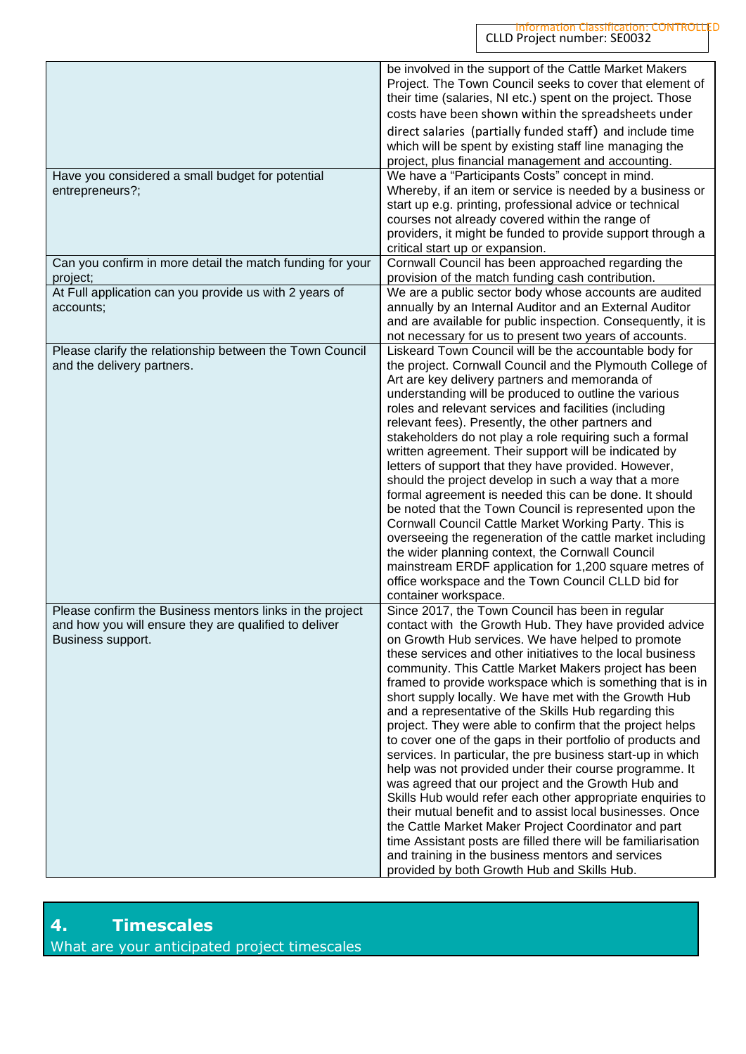| | |
|---|---|
| | be involved in the support of the Cattle Market Makers Project. The Town Council seeks to cover that element of their time (salaries, NI etc.) spent on the project. Those costs have been shown within the spreadsheets under direct salaries (partially funded staff) and include time which will be spent by existing staff line managing the project, plus financial management and accounting. |
| Have you considered a small budget for potential entrepreneurs?; | We have a "Participants Costs" concept in mind. Whereby, if an item or service is needed by a business or start up e.g. printing, professional advice or technical courses not already covered within the range of providers, it might be funded to provide support through a critical start up or expansion. |
| Can you confirm in more detail the match funding for your project; | Cornwall Council has been approached regarding the provision of the match funding cash contribution. |
| At Full application can you provide us with 2 years of accounts; | We are a public sector body whose accounts are audited annually by an Internal Auditor and an External Auditor and are available for public inspection. Consequently, it is not necessary for us to present two years of accounts. |
| Please clarify the relationship between the Town Council and the delivery partners. | Liskeard Town Council will be the accountable body for the project. Cornwall Council and the Plymouth College of Art are key delivery partners and memoranda of understanding will be produced to outline the various roles and relevant services and facilities (including relevant fees). Presently, the other partners and stakeholders do not play a role requiring such a formal written agreement. Their support will be indicated by letters of support that they have provided. However, should the project develop in such a way that a more formal agreement is needed this can be done. It should be noted that the Town Council is represented upon the Cornwall Council Cattle Market Working Party. This is overseeing the regeneration of the cattle market including the wider planning context, the Cornwall Council mainstream ERDF application for 1,200 square metres of office workspace and the Town Council CLLD bid for container workspace. |
| Please confirm the Business mentors links in the project and how you will ensure they are qualified to deliver Business support. | Since 2017, the Town Council has been in regular contact with the Growth Hub. They have provided advice on Growth Hub services. We have helped to promote these services and other initiatives to the local business community. This Cattle Market Makers project has been framed to provide workspace which is something that is in short supply locally. We have met with the Growth Hub and a representative of the Skills Hub regarding this project. They were able to confirm that the project helps to cover one of the gaps in their portfolio of products and services. In particular, the pre business start-up in which help was not provided under their course programme. It was agreed that our project and the Growth Hub and Skills Hub would refer each other appropriate enquiries to their mutual benefit and to assist local businesses. Once the Cattle Market Maker Project Coordinator and part time Assistant posts are filled there will be familiarisation and training in the business mentors and services provided by both Growth Hub and Skills Hub. |

## 4. Timescales

What are your anticipated project timescales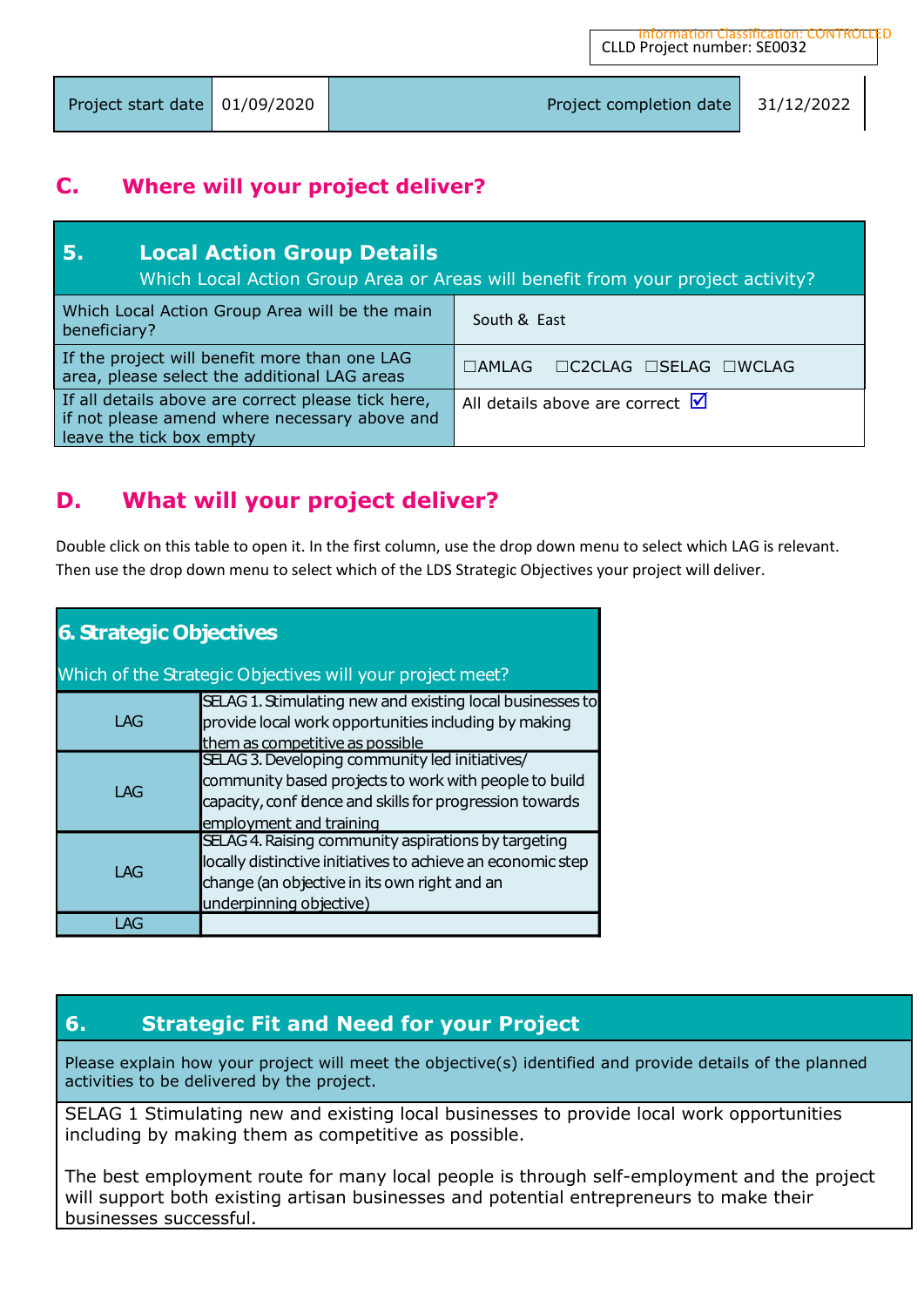CLLD Project number: SE0032

| Project start date | 01/09/2020 | Project completion date | 31/12/2022 |
|---|---|---|---|

## C. Where will your project deliver?

| **5. Local Action Group Details** Which Local Action Group Area or Areas will benefit from your project activity? | |
|---|---|
| Which Local Action Group Area will be the main beneficiary? | South & East |
| If the project will benefit more than one LAG area, please select the additional LAG areas | ☐AMLAG ☐C2CLAG ☐SELAG ☐WCLAG |
| If all details above are correct please tick here, if not please amend where necessary above and leave the tick box empty | All details above are correct ☑ |

## D. What will your project deliver?

Double click on this table to open it. In the first column, use the drop down menu to select which LAG is relevant. Then use the drop down menu to select which of the LDS Strategic Objectives your project will deliver.

| **6. Strategic Objectives** Which of the Strategic Objectives will your project meet? | |
|---|---|
| LAG | SELAG 1. Stimulating new and existing local businesses to provide local work opportunities including by making them as competitive as possible |
| LAG | SELAG 3. Developing community led initiatives/ community based projects to work with people to build capacity, confidence and skills for progression towards employment and training |
| LAG | SELAG 4. Raising community aspirations by targeting locally distinctive initiatives to achieve an economic step change (an objective in its own right and an underpinning objective) |
| LAG | |

| **6. Strategic Fit and Need for your Project** |
|---|
| Please explain how your project will meet the objective(s) identified and provide details of the planned activities to be delivered by the project. |
| SELAG 1 Stimulating new and existing local businesses to provide local work opportunities including by making them as competitive as possible.<br><br>The best employment route for many local people is through self-employment and the project will support both existing artisan businesses and potential entrepreneurs to make their businesses successful. |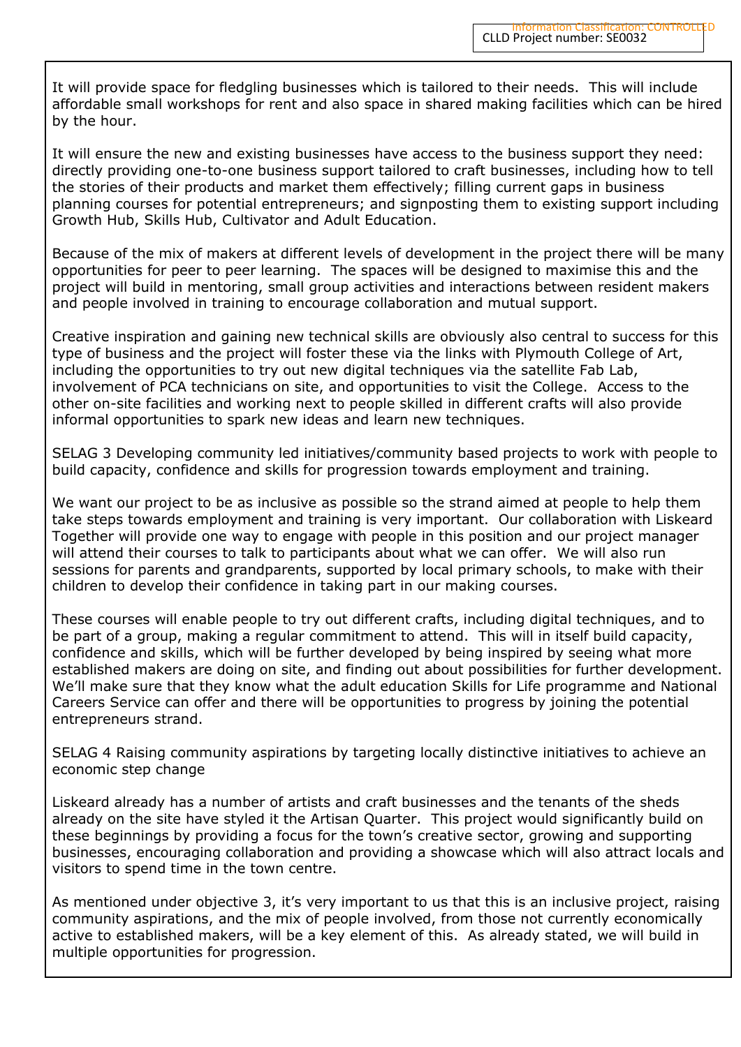It will provide space for fledgling businesses which is tailored to their needs. This will include affordable small workshops for rent and also space in shared making facilities which can be hired by the hour.

It will ensure the new and existing businesses have access to the business support they need: directly providing one-to-one business support tailored to craft businesses, including how to tell the stories of their products and market them effectively; filling current gaps in business planning courses for potential entrepreneurs; and signposting them to existing support including Growth Hub, Skills Hub, Cultivator and Adult Education.

Because of the mix of makers at different levels of development in the project there will be many opportunities for peer to peer learning. The spaces will be designed to maximise this and the project will build in mentoring, small group activities and interactions between resident makers and people involved in training to encourage collaboration and mutual support.

Creative inspiration and gaining new technical skills are obviously also central to success for this type of business and the project will foster these via the links with Plymouth College of Art, including the opportunities to try out new digital techniques via the satellite Fab Lab, involvement of PCA technicians on site, and opportunities to visit the College. Access to the other on-site facilities and working next to people skilled in different crafts will also provide informal opportunities to spark new ideas and learn new techniques.

SELAG 3 Developing community led initiatives/community based projects to work with people to build capacity, confidence and skills for progression towards employment and training.

We want our project to be as inclusive as possible so the strand aimed at people to help them take steps towards employment and training is very important. Our collaboration with Liskeard Together will provide one way to engage with people in this position and our project manager will attend their courses to talk to participants about what we can offer. We will also run sessions for parents and grandparents, supported by local primary schools, to make with their children to develop their confidence in taking part in our making courses.

These courses will enable people to try out different crafts, including digital techniques, and to be part of a group, making a regular commitment to attend. This will in itself build capacity, confidence and skills, which will be further developed by being inspired by seeing what more established makers are doing on site, and finding out about possibilities for further development. We'll make sure that they know what the adult education Skills for Life programme and National Careers Service can offer and there will be opportunities to progress by joining the potential entrepreneurs strand.

SELAG 4 Raising community aspirations by targeting locally distinctive initiatives to achieve an economic step change

Liskeard already has a number of artists and craft businesses and the tenants of the sheds already on the site have styled it the Artisan Quarter. This project would significantly build on these beginnings by providing a focus for the town's creative sector, growing and supporting businesses, encouraging collaboration and providing a showcase which will also attract locals and visitors to spend time in the town centre.

As mentioned under objective 3, it's very important to us that this is an inclusive project, raising community aspirations, and the mix of people involved, from those not currently economically active to established makers, will be a key element of this. As already stated, we will build in multiple opportunities for progression.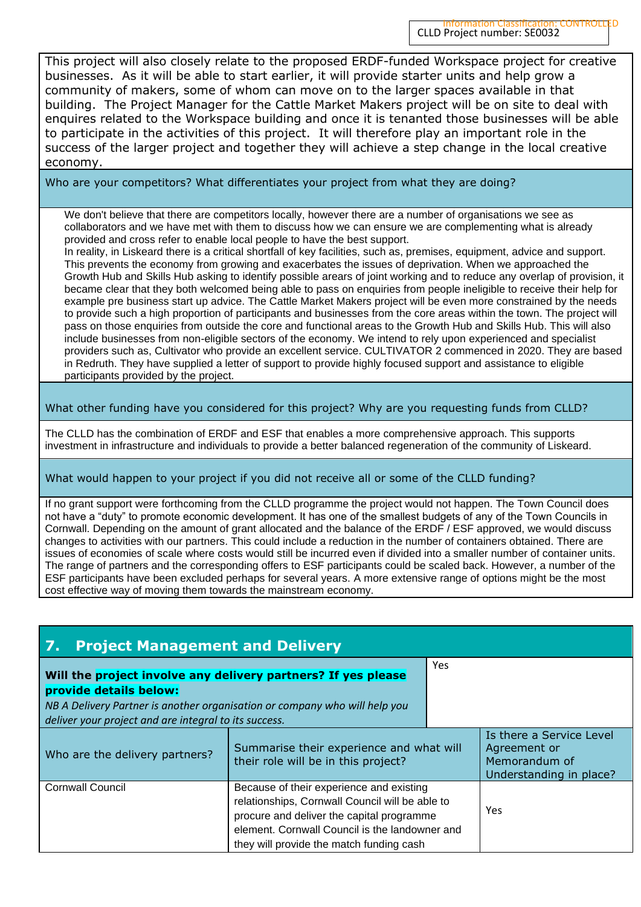This project will also closely relate to the proposed ERDF-funded Workspace project for creative businesses. As it will be able to start earlier, it will provide starter units and help grow a community of makers, some of whom can move on to the larger spaces available in that building. The Project Manager for the Cattle Market Makers project will be on site to deal with enquires related to the Workspace building and once it is tenanted those businesses will be able to participate in the activities of this project. It will therefore play an important role in the success of the larger project and together they will achieve a step change in the local creative economy.

**Who are your competitors? What differentiates your project from what they are doing?**

We don't believe that there are competitors locally, however there are a number of organisations we see as collaborators and we have met with them to discuss how we can ensure we are complementing what is already provided and cross refer to enable local people to have the best support.
In reality, in Liskeard there is a critical shortfall of key facilities, such as, premises, equipment, advice and support. This prevents the economy from growing and exacerbates the issues of deprivation. When we approached the Growth Hub and Skills Hub asking to identify possible arears of joint working and to reduce any overlap of provision, it became clear that they both welcomed being able to pass on enquiries from people ineligible to receive their help for example pre business start up advice. The Cattle Market Makers project will be even more constrained by the needs to provide such a high proportion of participants and businesses from the core areas within the town. The project will pass on those enquiries from outside the core and functional areas to the Growth Hub and Skills Hub. This will also include businesses from non-eligible sectors of the economy. We intend to rely upon experienced and specialist providers such as, Cultivator who provide an excellent service. CULTIVATOR 2 commenced in 2020. They are based in Redruth. They have supplied a letter of support to provide highly focused support and assistance to eligible participants provided by the project.

**What other funding have you considered for this project? Why are you requesting funds from CLLD?**

The CLLD has the combination of ERDF and ESF that enables a more comprehensive approach. This supports investment in infrastructure and individuals to provide a better balanced regeneration of the community of Liskeard.

**What would happen to your project if you did not receive all or some of the CLLD funding?**

If no grant support were forthcoming from the CLLD programme the project would not happen. The Town Council does not have a "duty" to promote economic development. It has one of the smallest budgets of any of the Town Councils in Cornwall. Depending on the amount of grant allocated and the balance of the ERDF / ESF approved, we would discuss changes to activities with our partners. This could include a reduction in the number of containers obtained. There are issues of economies of scale where costs would still be incurred even if divided into a smaller number of container units. The range of partners and the corresponding offers to ESF participants could be scaled back. However, a number of the ESF participants have been excluded perhaps for several years. A more extensive range of options might be the most cost effective way of moving them towards the mainstream economy.

## 7. Project Management and Delivery

| **Will the project involve any delivery partners? If yes please provide details below:** *NB A Delivery Partner is another organisation or company who will help you deliver your project and are integral to its success.* | Yes |
|---|---|

| Who are the delivery partners? | Summarise their experience and what will their role will be in this project? | Is there a Service Level Agreement or Memorandum of Understanding in place? |
|---|---|---|
| Cornwall Council | Because of their experience and existing relationships, Cornwall Council will be able to procure and deliver the capital programme element. Cornwall Council is the landowner and they will provide the match funding cash | Yes |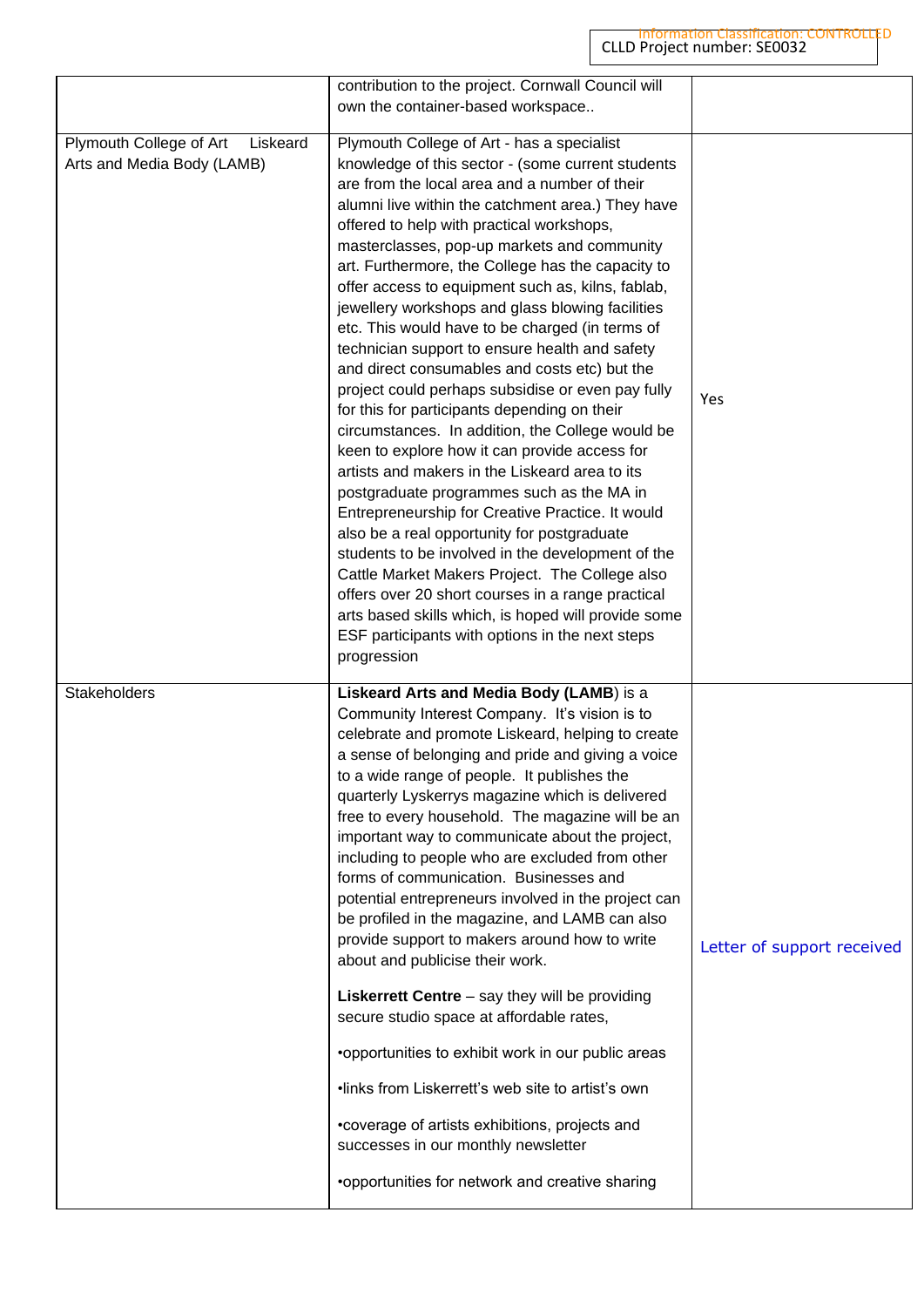| | | |
|---|---|---|
| | contribution to the project. Cornwall Council will own the container-based workspace.. | |
| Plymouth College of Art Liskeard Arts and Media Body (LAMB) | Plymouth College of Art - has a specialist knowledge of this sector - (some current students are from the local area and a number of their alumni live within the catchment area.) They have offered to help with practical workshops, masterclasses, pop-up markets and community art. Furthermore, the College has the capacity to offer access to equipment such as, kilns, fablab, jewellery workshops and glass blowing facilities etc. This would have to be charged (in terms of technician support to ensure health and safety and direct consumables and costs etc) but the project could perhaps subsidise or even pay fully for this for participants depending on their circumstances. In addition, the College would be keen to explore how it can provide access for artists and makers in the Liskeard area to its postgraduate programmes such as the MA in Entrepreneurship for Creative Practice. It would also be a real opportunity for postgraduate students to be involved in the development of the Cattle Market Makers Project. The College also offers over 20 short courses in a range practical arts based skills which, is hoped will provide some ESF participants with options in the next steps progression | Yes |
| Stakeholders | **Liskeard Arts and Media Body (LAMB**) is a Community Interest Company. It's vision is to celebrate and promote Liskeard, helping to create a sense of belonging and pride and giving a voice to a wide range of people. It publishes the quarterly Lyskerrys magazine which is delivered free to every household. The magazine will be an important way to communicate about the project, including to people who are excluded from other forms of communication. Businesses and potential entrepreneurs involved in the project can be profiled in the magazine, and LAMB can also provide support to makers around how to write about and publicise their work.<br><br>**Liskerrett Centre** – say they will be providing secure studio space at affordable rates,<br><br>•opportunities to exhibit work in our public areas<br><br>•links from Liskerrett's web site to artist's own<br><br>•coverage of artists exhibitions, projects and successes in our monthly newsletter<br><br>•opportunities for network and creative sharing | Letter of support received |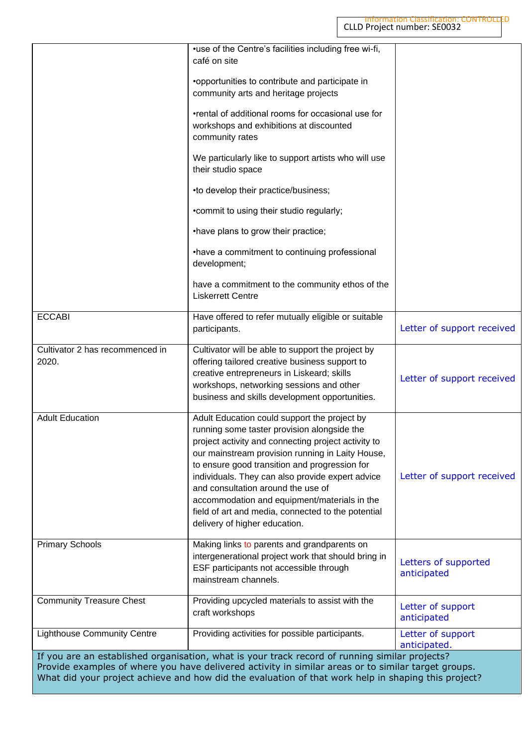| | | |
|---|---|---|
| | •use of the Centre's facilities including free wi-fi, café on site<br><br>•opportunities to contribute and participate in community arts and heritage projects<br><br>•rental of additional rooms for occasional use for workshops and exhibitions at discounted community rates<br><br>We particularly like to support artists who will use their studio space<br><br>•to develop their practice/business;<br><br>•commit to using their studio regularly;<br><br>•have plans to grow their practice;<br><br>•have a commitment to continuing professional development;<br><br>have a commitment to the community ethos of the Liskerrett Centre | |
| ECCABI | Have offered to refer mutually eligible or suitable participants. | Letter of support received |
| Cultivator 2 has recommenced in 2020. | Cultivator will be able to support the project by offering tailored creative business support to creative entrepreneurs in Liskeard; skills workshops, networking sessions and other business and skills development opportunities. | Letter of support received |
| Adult Education | Adult Education could support the project by running some taster provision alongside the project activity and connecting project activity to our mainstream provision running in Laity House, to ensure good transition and progression for individuals. They can also provide expert advice and consultation around the use of accommodation and equipment/materials in the field of art and media, connected to the potential delivery of higher education. | Letter of support received |
| Primary Schools | Making links to parents and grandparents on intergenerational project work that should bring in ESF participants not accessible through mainstream channels. | Letters of supported anticipated |
| Community Treasure Chest | Providing upcycled materials to assist with the craft workshops | Letter of support anticipated |
| Lighthouse Community Centre | Providing activities for possible participants. | Letter of support anticipated. |

If you are an established organisation, what is your track record of running similar projects? Provide examples of where you have delivered activity in similar areas or to similar target groups. What did your project achieve and how did the evaluation of that work help in shaping this project?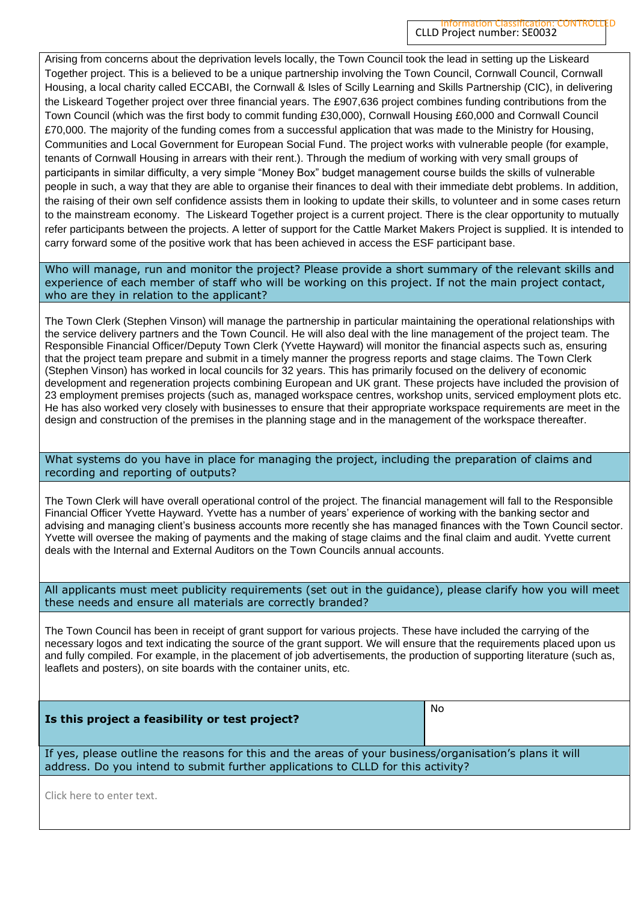Arising from concerns about the deprivation levels locally, the Town Council took the lead in setting up the Liskeard Together project. This is a believed to be a unique partnership involving the Town Council, Cornwall Council, Cornwall Housing, a local charity called ECCABI, the Cornwall & Isles of Scilly Learning and Skills Partnership (CIC), in delivering the Liskeard Together project over three financial years. The £907,636 project combines funding contributions from the Town Council (which was the first body to commit funding £30,000), Cornwall Housing £60,000 and Cornwall Council £70,000. The majority of the funding comes from a successful application that was made to the Ministry for Housing, Communities and Local Government for European Social Fund. The project works with vulnerable people (for example, tenants of Cornwall Housing in arrears with their rent.). Through the medium of working with very small groups of participants in similar difficulty, a very simple "Money Box" budget management course builds the skills of vulnerable people in such, a way that they are able to organise their finances to deal with their immediate debt problems. In addition, the raising of their own self confidence assists them in looking to update their skills, to volunteer and in some cases return to the mainstream economy. The Liskeard Together project is a current project. There is the clear opportunity to mutually refer participants between the projects. A letter of support for the Cattle Market Makers Project is supplied. It is intended to carry forward some of the positive work that has been achieved in access the ESF participant base.

**Who will manage, run and monitor the project? Please provide a short summary of the relevant skills and experience of each member of staff who will be working on this project. If not the main project contact, who are they in relation to the applicant?**

The Town Clerk (Stephen Vinson) will manage the partnership in particular maintaining the operational relationships with the service delivery partners and the Town Council. He will also deal with the line management of the project team. The Responsible Financial Officer/Deputy Town Clerk (Yvette Hayward) will monitor the financial aspects such as, ensuring that the project team prepare and submit in a timely manner the progress reports and stage claims. The Town Clerk (Stephen Vinson) has worked in local councils for 32 years. This has primarily focused on the delivery of economic development and regeneration projects combining European and UK grant. These projects have included the provision of 23 employment premises projects (such as, managed workspace centres, workshop units, serviced employment plots etc. He has also worked very closely with businesses to ensure that their appropriate workspace requirements are meet in the design and construction of the premises in the planning stage and in the management of the workspace thereafter.

**What systems do you have in place for managing the project, including the preparation of claims and recording and reporting of outputs?**

The Town Clerk will have overall operational control of the project. The financial management will fall to the Responsible Financial Officer Yvette Hayward. Yvette has a number of years' experience of working with the banking sector and advising and managing client's business accounts more recently she has managed finances with the Town Council sector. Yvette will oversee the making of payments and the making of stage claims and the final claim and audit. Yvette current deals with the Internal and External Auditors on the Town Councils annual accounts.

**All applicants must meet publicity requirements (set out in the guidance), please clarify how you will meet these needs and ensure all materials are correctly branded?**

The Town Council has been in receipt of grant support for various projects. These have included the carrying of the necessary logos and text indicating the source of the grant support. We will ensure that the requirements placed upon us and fully compiled. For example, in the placement of job advertisements, the production of supporting literature (such as, leaflets and posters), on site boards with the container units, etc.

| **Is this project a feasibility or test project?** | No |
| --- | --- |

**If yes, please outline the reasons for this and the areas of your business/organisation's plans it will address. Do you intend to submit further applications to CLLD for this activity?**

Click here to enter text.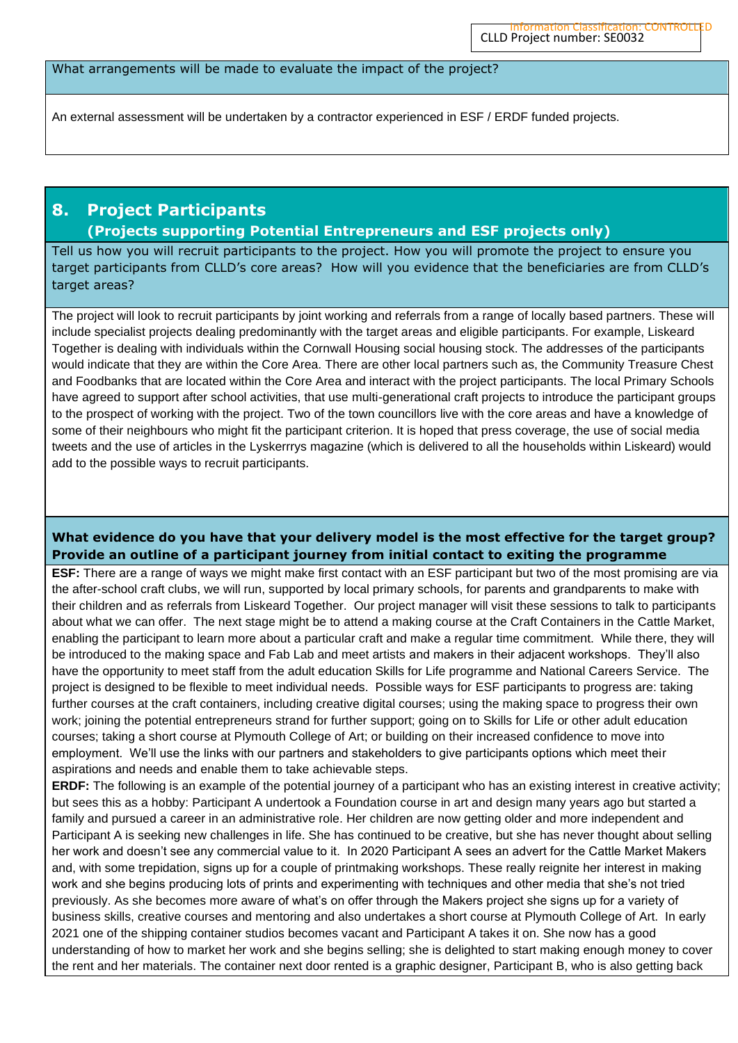What arrangements will be made to evaluate the impact of the project?

An external assessment will be undertaken by a contractor experienced in ESF / ERDF funded projects.

## 8. Project Participants

### (Projects supporting Potential Entrepreneurs and ESF projects only)

Tell us how you will recruit participants to the project. How you will promote the project to ensure you target participants from CLLD's core areas? How will you evidence that the beneficiaries are from CLLD's target areas?

The project will look to recruit participants by joint working and referrals from a range of locally based partners. These will include specialist projects dealing predominantly with the target areas and eligible participants. For example, Liskeard Together is dealing with individuals within the Cornwall Housing social housing stock. The addresses of the participants would indicate that they are within the Core Area. There are other local partners such as, the Community Treasure Chest and Foodbanks that are located within the Core Area and interact with the project participants. The local Primary Schools have agreed to support after school activities, that use multi-generational craft projects to introduce the participant groups to the prospect of working with the project. Two of the town councillors live with the core areas and have a knowledge of some of their neighbours who might fit the participant criterion. It is hoped that press coverage, the use of social media tweets and the use of articles in the Lyskerrrys magazine (which is delivered to all the households within Liskeard) would add to the possible ways to recruit participants.

**What evidence do you have that your delivery model is the most effective for the target group? Provide an outline of a participant journey from initial contact to exiting the programme**

**ESF:** There are a range of ways we might make first contact with an ESF participant but two of the most promising are via the after-school craft clubs, we will run, supported by local primary schools, for parents and grandparents to make with their children and as referrals from Liskeard Together. Our project manager will visit these sessions to talk to participants about what we can offer. The next stage might be to attend a making course at the Craft Containers in the Cattle Market, enabling the participant to learn more about a particular craft and make a regular time commitment. While there, they will be introduced to the making space and Fab Lab and meet artists and makers in their adjacent workshops. They'll also have the opportunity to meet staff from the adult education Skills for Life programme and National Careers Service. The project is designed to be flexible to meet individual needs. Possible ways for ESF participants to progress are: taking further courses at the craft containers, including creative digital courses; using the making space to progress their own work; joining the potential entrepreneurs strand for further support; going on to Skills for Life or other adult education courses; taking a short course at Plymouth College of Art; or building on their increased confidence to move into employment. We'll use the links with our partners and stakeholders to give participants options which meet their aspirations and needs and enable them to take achievable steps.

**ERDF:** The following is an example of the potential journey of a participant who has an existing interest in creative activity; but sees this as a hobby: Participant A undertook a Foundation course in art and design many years ago but started a family and pursued a career in an administrative role. Her children are now getting older and more independent and Participant A is seeking new challenges in life. She has continued to be creative, but she has never thought about selling her work and doesn't see any commercial value to it. In 2020 Participant A sees an advert for the Cattle Market Makers and, with some trepidation, signs up for a couple of printmaking workshops. These really reignite her interest in making work and she begins producing lots of prints and experimenting with techniques and other media that she's not tried previously. As she becomes more aware of what's on offer through the Makers project she signs up for a variety of business skills, creative courses and mentoring and also undertakes a short course at Plymouth College of Art. In early 2021 one of the shipping container studios becomes vacant and Participant A takes it on. She now has a good understanding of how to market her work and she begins selling; she is delighted to start making enough money to cover the rent and her materials. The container next door rented is a graphic designer, Participant B, who is also getting back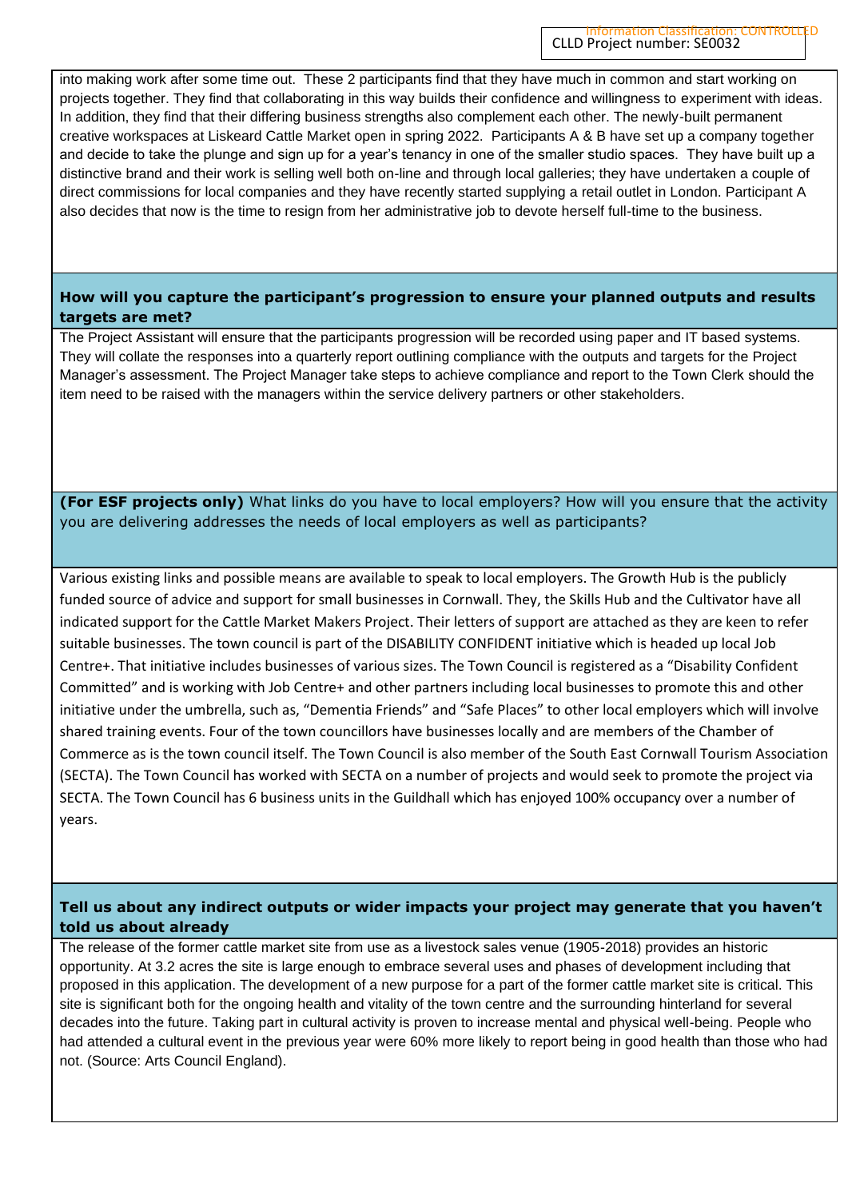into making work after some time out. These 2 participants find that they have much in common and start working on projects together. They find that collaborating in this way builds their confidence and willingness to experiment with ideas. In addition, they find that their differing business strengths also complement each other. The newly-built permanent creative workspaces at Liskeard Cattle Market open in spring 2022. Participants A & B have set up a company together and decide to take the plunge and sign up for a year's tenancy in one of the smaller studio spaces. They have built up a distinctive brand and their work is selling well both on-line and through local galleries; they have undertaken a couple of direct commissions for local companies and they have recently started supplying a retail outlet in London. Participant A also decides that now is the time to resign from her administrative job to devote herself full-time to the business.

**How will you capture the participant's progression to ensure your planned outputs and results targets are met?**

The Project Assistant will ensure that the participants progression will be recorded using paper and IT based systems. They will collate the responses into a quarterly report outlining compliance with the outputs and targets for the Project Manager's assessment. The Project Manager take steps to achieve compliance and report to the Town Clerk should the item need to be raised with the managers within the service delivery partners or other stakeholders.

**(For ESF projects only)** What links do you have to local employers? How will you ensure that the activity you are delivering addresses the needs of local employers as well as participants?

Various existing links and possible means are available to speak to local employers. The Growth Hub is the publicly funded source of advice and support for small businesses in Cornwall. They, the Skills Hub and the Cultivator have all indicated support for the Cattle Market Makers Project. Their letters of support are attached as they are keen to refer suitable businesses. The town council is part of the DISABILITY CONFIDENT initiative which is headed up local Job Centre+. That initiative includes businesses of various sizes. The Town Council is registered as a "Disability Confident Committed" and is working with Job Centre+ and other partners including local businesses to promote this and other initiative under the umbrella, such as, "Dementia Friends" and "Safe Places" to other local employers which will involve shared training events. Four of the town councillors have businesses locally and are members of the Chamber of Commerce as is the town council itself. The Town Council is also member of the South East Cornwall Tourism Association (SECTA). The Town Council has worked with SECTA on a number of projects and would seek to promote the project via SECTA. The Town Council has 6 business units in the Guildhall which has enjoyed 100% occupancy over a number of years.

**Tell us about any indirect outputs or wider impacts your project may generate that you haven't told us about already**

The release of the former cattle market site from use as a livestock sales venue (1905-2018) provides an historic opportunity. At 3.2 acres the site is large enough to embrace several uses and phases of development including that proposed in this application. The development of a new purpose for a part of the former cattle market site is critical. This site is significant both for the ongoing health and vitality of the town centre and the surrounding hinterland for several decades into the future. Taking part in cultural activity is proven to increase mental and physical well-being. People who had attended a cultural event in the previous year were 60% more likely to report being in good health than those who had not. (Source: Arts Council England).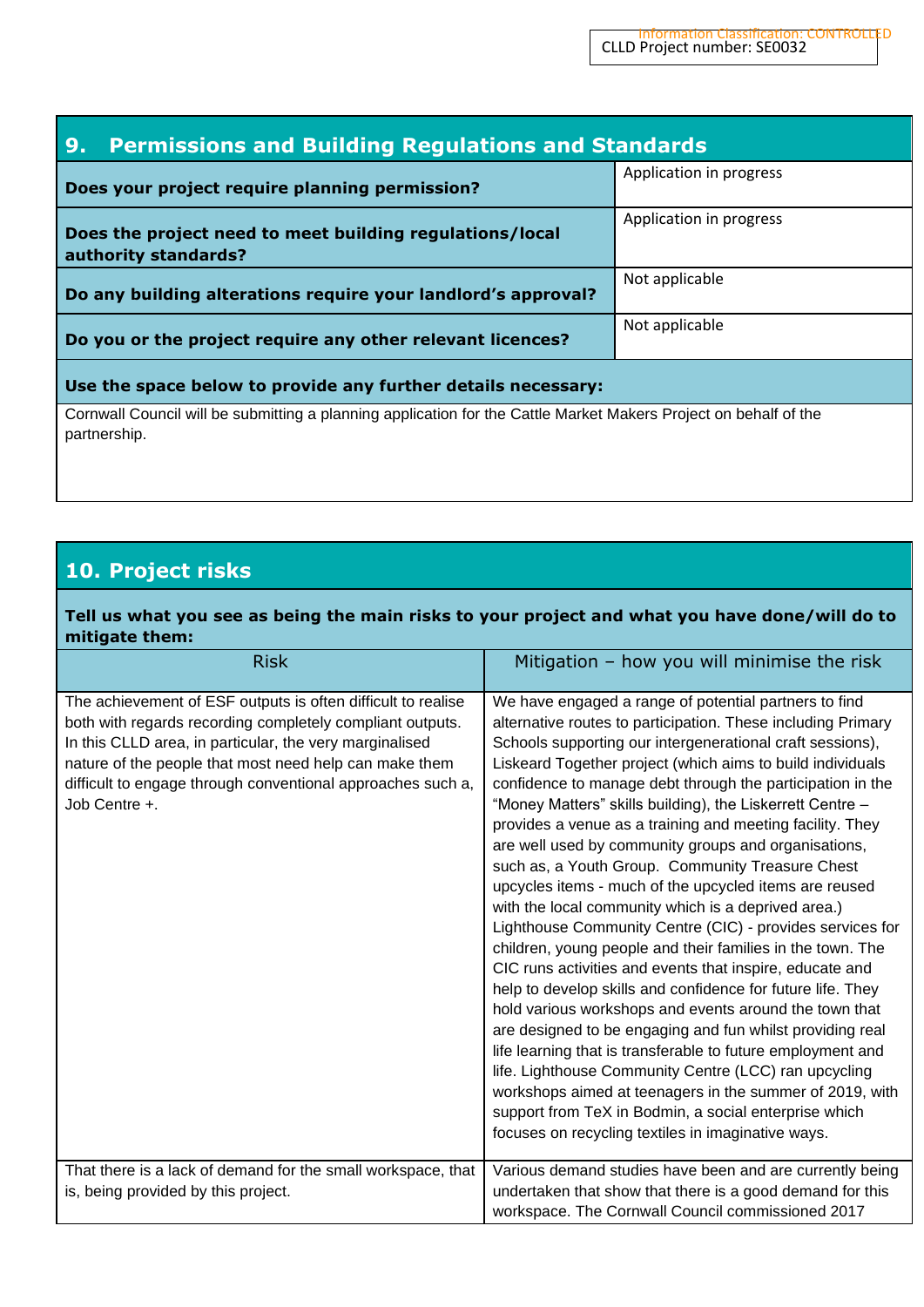## 9. Permissions and Building Regulations and Standards

| Question | Response |
|---|---|
| **Does your project require planning permission?** | Application in progress |
| **Does the project need to meet building regulations/local authority standards?** | Application in progress |
| **Do any building alterations require your landlord's approval?** | Not applicable |
| **Do you or the project require any other relevant licences?** | Not applicable |

**Use the space below to provide any further details necessary:**

Cornwall Council will be submitting a planning application for the Cattle Market Makers Project on behalf of the partnership.

## 10. Project risks

**Tell us what you see as being the main risks to your project and what you have done/will do to mitigate them:**

| Risk | Mitigation – how you will minimise the risk |
|---|---|
| The achievement of ESF outputs is often difficult to realise both with regards recording completely compliant outputs. In this CLLD area, in particular, the very marginalised nature of the people that most need help can make them difficult to engage through conventional approaches such a, Job Centre +. | We have engaged a range of potential partners to find alternative routes to participation. These including Primary Schools supporting our intergenerational craft sessions), Liskeard Together project (which aims to build individuals confidence to manage debt through the participation in the "Money Matters" skills building), the Liskerrett Centre – provides a venue as a training and meeting facility. They are well used by community groups and organisations, such as, a Youth Group. Community Treasure Chest upcycles items - much of the upcycled items are reused with the local community which is a deprived area.) Lighthouse Community Centre (CIC) - provides services for children, young people and their families in the town. The CIC runs activities and events that inspire, educate and help to develop skills and confidence for future life. They hold various workshops and events around the town that are designed to be engaging and fun whilst providing real life learning that is transferable to future employment and life. Lighthouse Community Centre (LCC) ran upcycling workshops aimed at teenagers in the summer of 2019, with support from TeX in Bodmin, a social enterprise which focuses on recycling textiles in imaginative ways. |
| That there is a lack of demand for the small workspace, that is, being provided by this project. | Various demand studies have been and are currently being undertaken that show that there is a good demand for this workspace. The Cornwall Council commissioned 2017 |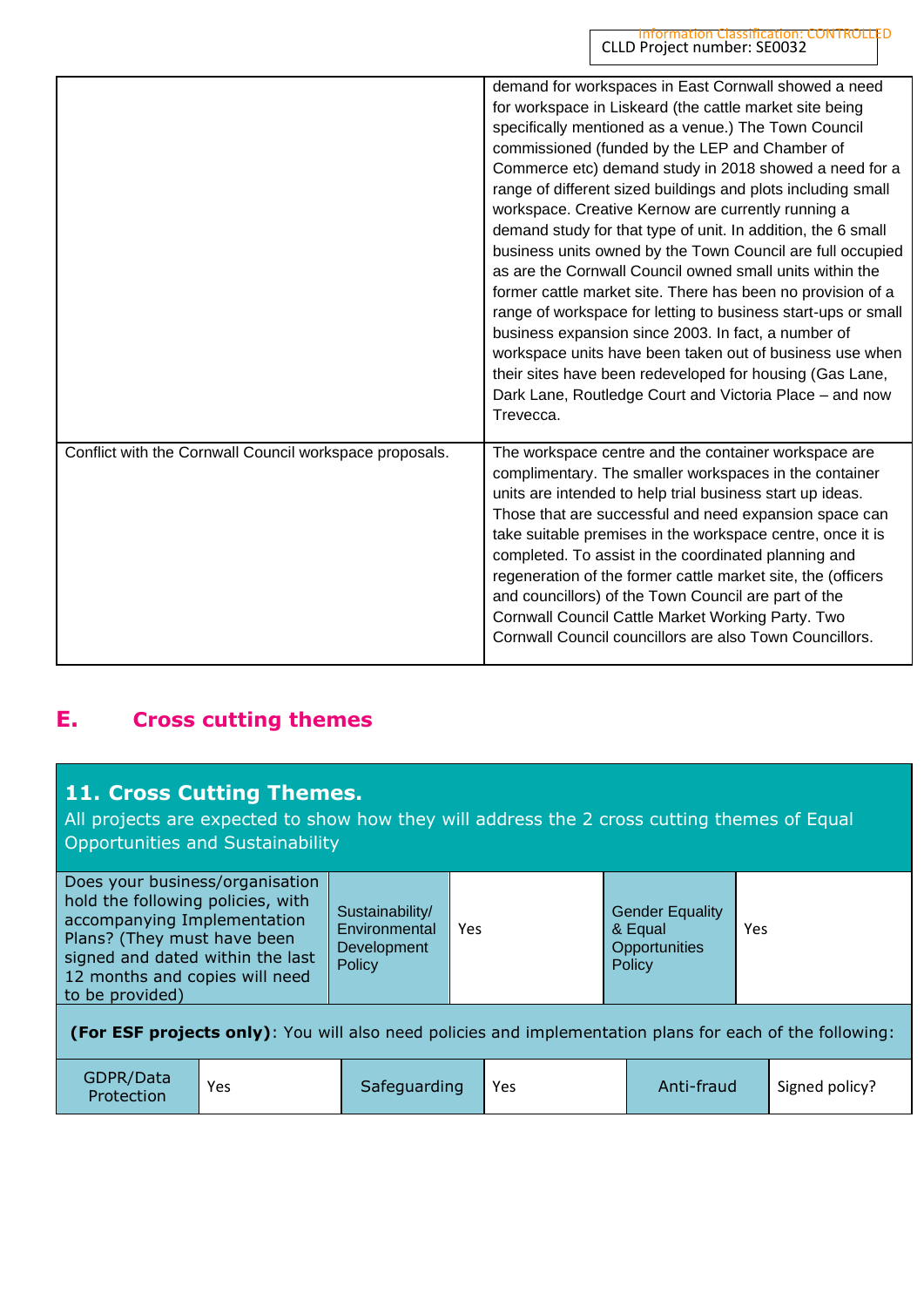| | |
|---|---|
| | demand for workspaces in East Cornwall showed a need for workspace in Liskeard (the cattle market site being specifically mentioned as a venue.) The Town Council commissioned (funded by the LEP and Chamber of Commerce etc) demand study in 2018 showed a need for a range of different sized buildings and plots including small workspace. Creative Kernow are currently running a demand study for that type of unit. In addition, the 6 small business units owned by the Town Council are full occupied as are the Cornwall Council owned small units within the former cattle market site. There has been no provision of a range of workspace for letting to business start-ups or small business expansion since 2003. In fact, a number of workspace units have been taken out of business use when their sites have been redeveloped for housing (Gas Lane, Dark Lane, Routledge Court and Victoria Place – and now Trevecca. |
| Conflict with the Cornwall Council workspace proposals. | The workspace centre and the container workspace are complimentary. The smaller workspaces in the container units are intended to help trial business start up ideas. Those that are successful and need expansion space can take suitable premises in the workspace centre, once it is completed. To assist in the coordinated planning and regeneration of the former cattle market site, the (officers and councillors) of the Town Council are part of the Cornwall Council Cattle Market Working Party. Two Cornwall Council councillors are also Town Councillors. |

## E. Cross cutting themes

| **11. Cross Cutting Themes.** All projects are expected to show how they will address the 2 cross cutting themes of Equal Opportunities and Sustainability | | | | | |
|---|---|---|---|---|---|
| Does your business/organisation hold the following policies, with accompanying Implementation Plans? (They must have been signed and dated within the last 12 months and copies will need to be provided) | Sustainability/ Environmental Development Policy | Yes | Gender Equality & Equal Opportunities Policy | Yes | |
| **(For ESF projects only)**: You will also need policies and implementation plans for each of the following: | | | | | |
| GDPR/Data Protection | Yes | Safeguarding | Yes | Anti-fraud | Signed policy? |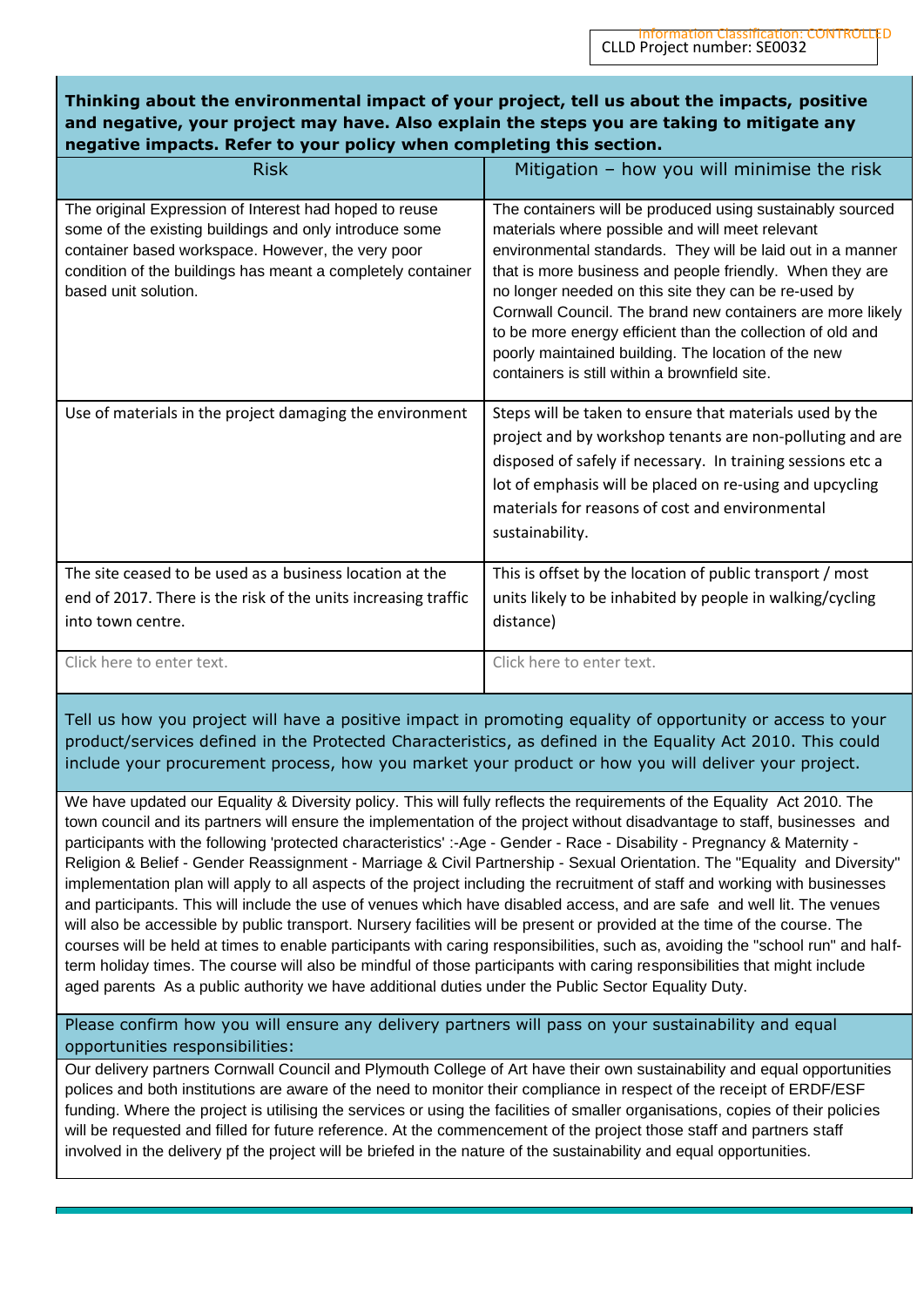CLLD Project number: SE0032

**Thinking about the environmental impact of your project, tell us about the impacts, positive and negative, your project may have. Also explain the steps you are taking to mitigate any negative impacts. Refer to your policy when completing this section.**

| Risk | Mitigation – how you will minimise the risk |
|---|---|
| The original Expression of Interest had hoped to reuse some of the existing buildings and only introduce some container based workspace. However, the very poor condition of the buildings has meant a completely container based unit solution. | The containers will be produced using sustainably sourced materials where possible and will meet relevant environmental standards. They will be laid out in a manner that is more business and people friendly. When they are no longer needed on this site they can be re-used by Cornwall Council. The brand new containers are more likely to be more energy efficient than the collection of old and poorly maintained building. The location of the new containers is still within a brownfield site. |
| Use of materials in the project damaging the environment | Steps will be taken to ensure that materials used by the project and by workshop tenants are non-polluting and are disposed of safely if necessary. In training sessions etc a lot of emphasis will be placed on re-using and upcycling materials for reasons of cost and environmental sustainability. |
| The site ceased to be used as a business location at the end of 2017. There is the risk of the units increasing traffic into town centre. | This is offset by the location of public transport / most units likely to be inhabited by people in walking/cycling distance) |
| Click here to enter text. | Click here to enter text. |

Tell us how you project will have a positive impact in promoting equality of opportunity or access to your product/services defined in the Protected Characteristics, as defined in the Equality Act 2010. This could include your procurement process, how you market your product or how you will deliver your project.

We have updated our Equality & Diversity policy. This will fully reflects the requirements of the Equality Act 2010. The town council and its partners will ensure the implementation of the project without disadvantage to staff, businesses and participants with the following 'protected characteristics' :-Age - Gender - Race - Disability - Pregnancy & Maternity - Religion & Belief - Gender Reassignment - Marriage & Civil Partnership - Sexual Orientation. The "Equality and Diversity" implementation plan will apply to all aspects of the project including the recruitment of staff and working with businesses and participants. This will include the use of venues which have disabled access, and are safe and well lit. The venues will also be accessible by public transport. Nursery facilities will be present or provided at the time of the course. The courses will be held at times to enable participants with caring responsibilities, such as, avoiding the "school run" and half-term holiday times. The course will also be mindful of those participants with caring responsibilities that might include aged parents As a public authority we have additional duties under the Public Sector Equality Duty.

Please confirm how you will ensure any delivery partners will pass on your sustainability and equal opportunities responsibilities:

Our delivery partners Cornwall Council and Plymouth College of Art have their own sustainability and equal opportunities polices and both institutions are aware of the need to monitor their compliance in respect of the receipt of ERDF/ESF funding. Where the project is utilising the services or using the facilities of smaller organisations, copies of their policies will be requested and filled for future reference. At the commencement of the project those staff and partners staff involved in the delivery pf the project will be briefed in the nature of the sustainability and equal opportunities.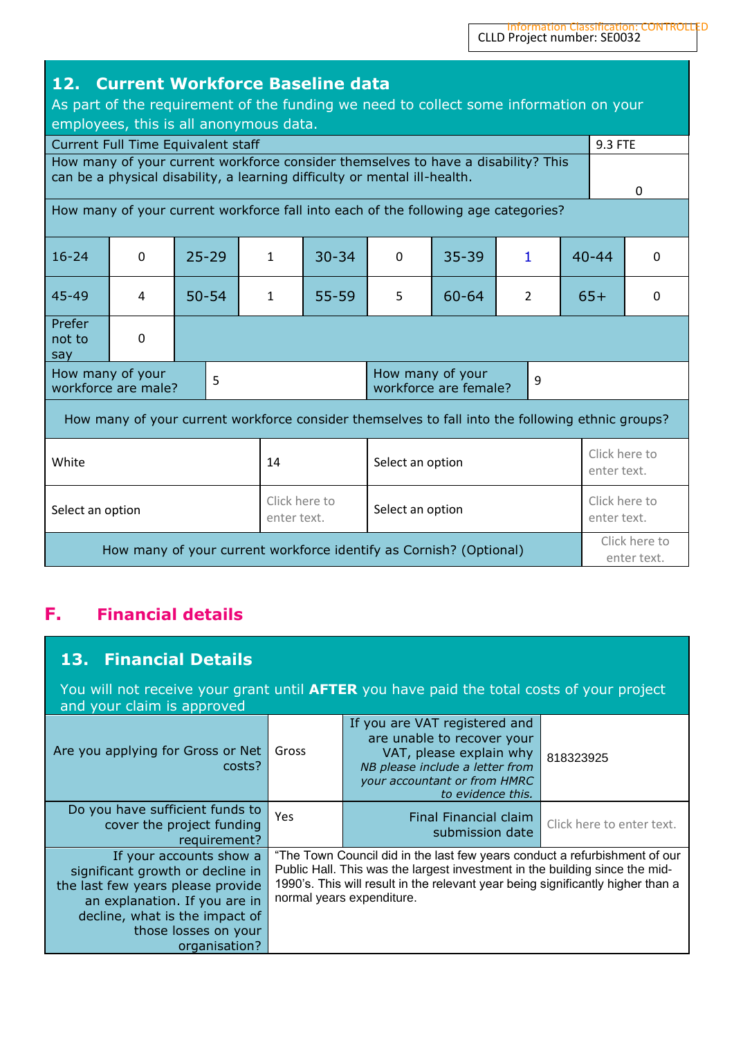Information Classification: CONTROLLED

CLLD Project number: SE0032

## 12. Current Workforce Baseline data

As part of the requirement of the funding we need to collect some information on your employees, this is all anonymous data.

| | |
|---|---|
| Current Full Time Equivalent staff | 9.3 FTE |
| How many of your current workforce consider themselves to have a disability? This can be a physical disability, a learning difficulty or mental ill-health. | 0 |

How many of your current workforce fall into each of the following age categories?

| | | | | | | | | | |
|---|---|---|---|---|---|---|---|---|---|
| 16-24 | 0 | 25-29 | 1 | 30-34 | 0 | 35-39 | 1 | 40-44 | 0 |
| 45-49 | 4 | 50-54 | 1 | 55-59 | 5 | 60-64 | 2 | 65+ | 0 |
| Prefer not to say | 0 | | | | | | | | |

| | | | |
|---|---|---|---|
| How many of your workforce are male? | 5 | How many of your workforce are female? | 9 |

How many of your current workforce consider themselves to fall into the following ethnic groups?

| | | | |
|---|---|---|---|
| White | 14 | Select an option | Click here to enter text. |
| Select an option | Click here to enter text. | Select an option | Click here to enter text. |

| | |
|---|---|
| How many of your current workforce identify as Cornish? (Optional) | Click here to enter text. |

# F. Financial details

## 13. Financial Details

You will not receive your grant until **AFTER** you have paid the total costs of your project and your claim is approved

| | | | |
|---|---|---|---|
| Are you applying for Gross or Net costs? | Gross | If you are VAT registered and are unable to recover your VAT, please explain why *NB please include a letter from your accountant or from HMRC to evidence this.* | 818323925 |
| Do you have sufficient funds to cover the project funding requirement? | Yes | Final Financial claim submission date | Click here to enter text. |
| If your accounts show a significant growth or decline in the last few years please provide an explanation. If you are in decline, what is the impact of those losses on your organisation? | "The Town Council did in the last few years conduct a refurbishment of our Public Hall. This was the largest investment in the building since the mid-1990's. This will result in the relevant year being significantly higher than a normal years expenditure. | | |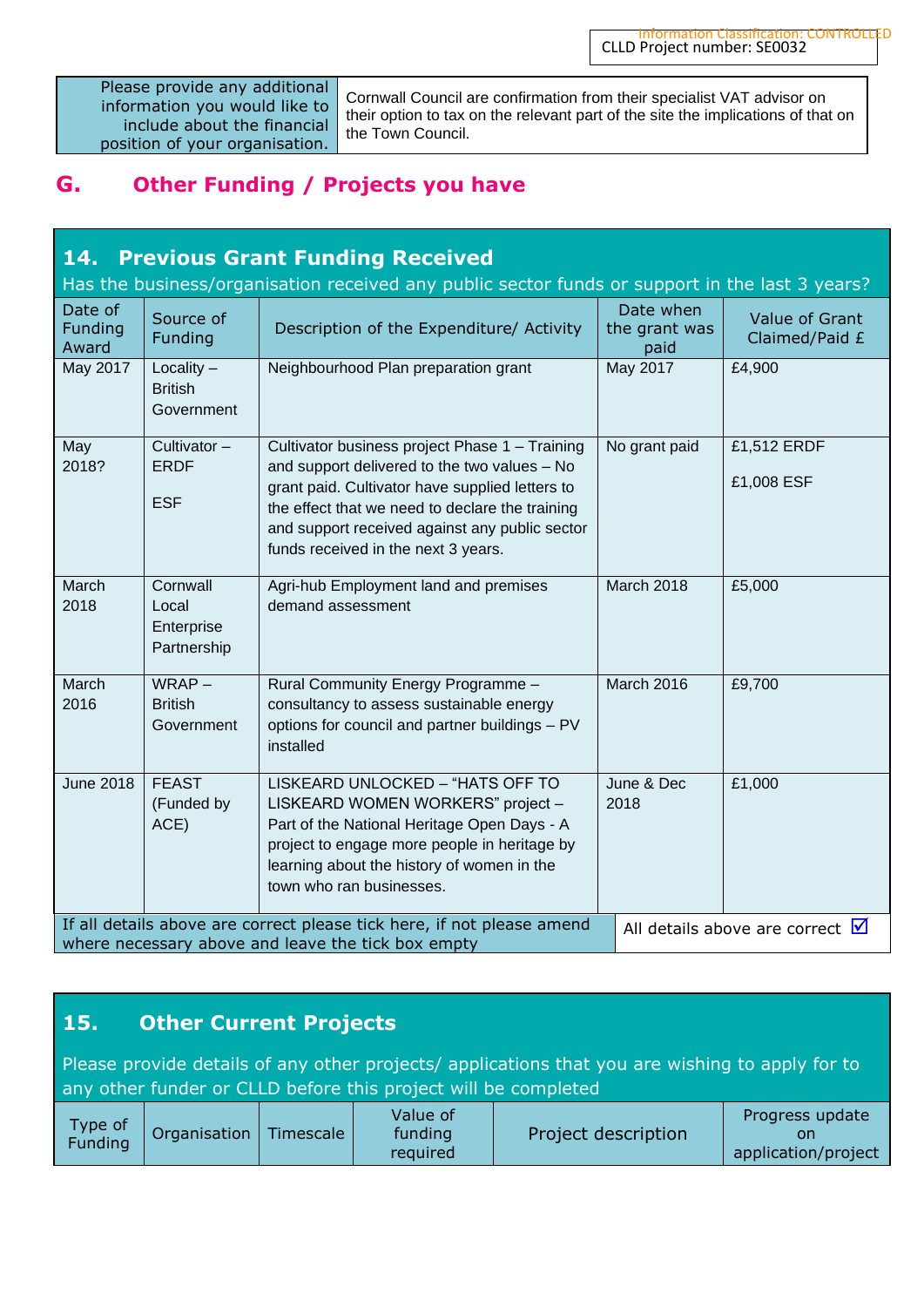| Please provide any additional information you would like to include about the financial position of your organisation. | Cornwall Council are confirmation from their specialist VAT advisor on their option to tax on the relevant part of the site the implications of that on the Town Council. |
|---|---|

## G. Other Funding / Projects you have

### 14. Previous Grant Funding Received

Has the business/organisation received any public sector funds or support in the last 3 years?

| Date of Funding Award | Source of Funding | Description of the Expenditure/ Activity | Date when the grant was paid | Value of Grant Claimed/Paid £ |
|---|---|---|---|---|
| May 2017 | Locality – British Government | Neighbourhood Plan preparation grant | May 2017 | £4,900 |
| May 2018? | Cultivator – ERDF<br><br>ESF | Cultivator business project Phase 1 – Training and support delivered to the two values – No grant paid. Cultivator have supplied letters to the effect that we need to declare the training and support received against any public sector funds received in the next 3 years. | No grant paid | £1,512 ERDF<br><br>£1,008 ESF |
| March 2018 | Cornwall Local Enterprise Partnership | Agri-hub Employment land and premises demand assessment | March 2018 | £5,000 |
| March 2016 | WRAP – British Government | Rural Community Energy Programme – consultancy to assess sustainable energy options for council and partner buildings – PV installed | March 2016 | £9,700 |
| June 2018 | FEAST (Funded by ACE) | LISKEARD UNLOCKED – "HATS OFF TO LISKEARD WOMEN WORKERS" project – Part of the National Heritage Open Days - A project to engage more people in heritage by learning about the history of women in the town who ran businesses. | June & Dec 2018 | £1,000 |
| If all details above are correct please tick here, if not please amend where necessary above and leave the tick box empty | | | All details above are correct ☑ | |

### 15. Other Current Projects

Please provide details of any other projects/ applications that you are wishing to apply for to any other funder or CLLD before this project will be completed

| Type of Funding | Organisation | Timescale | Value of funding required | Project description | Progress update on application/project |
|---|---|---|---|---|---|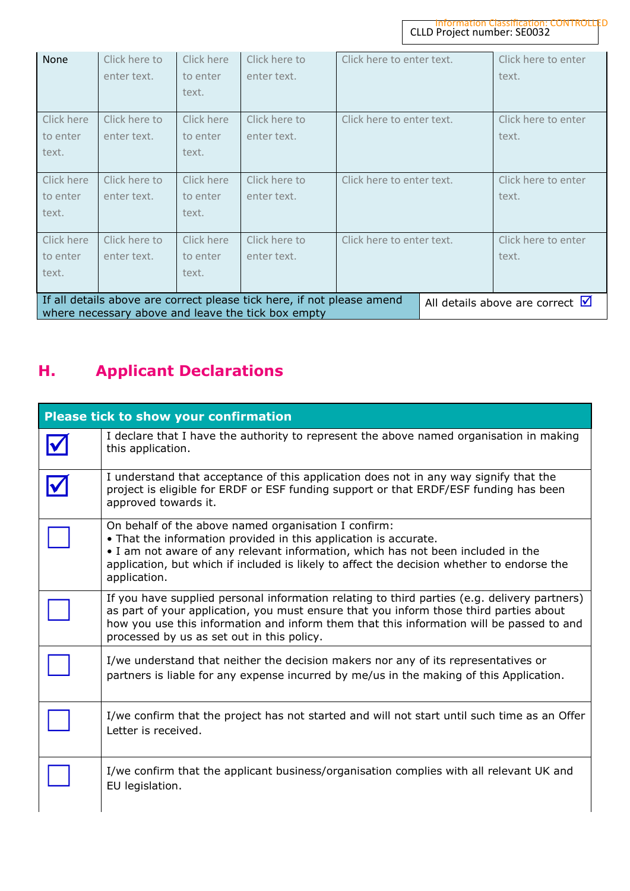| None | Click here to enter text. | Click here to enter text. | Click here to enter text. | Click here to enter text. | Click here to enter text. |
|---|---|---|---|---|---|
| Click here to enter text. | Click here to enter text. | Click here to enter text. | Click here to enter text. | Click here to enter text. | Click here to enter text. |
| Click here to enter text. | Click here to enter text. | Click here to enter text. | Click here to enter text. | Click here to enter text. | Click here to enter text. |
| Click here to enter text. | Click here to enter text. | Click here to enter text. | Click here to enter text. | Click here to enter text. | Click here to enter text. |

| If all details above are correct please tick here, if not please amend where necessary above and leave the tick box empty | All details above are correct ☑ |
|---|---|

## H. Applicant Declarations

| Please tick to show your confirmation | |
|---|---|
| ☑ | I declare that I have the authority to represent the above named organisation in making this application. |
| ☑ | I understand that acceptance of this application does not in any way signify that the project is eligible for ERDF or ESF funding support or that ERDF/ESF funding has been approved towards it. |
| ☐ | On behalf of the above named organisation I confirm:<br>• That the information provided in this application is accurate.<br>• I am not aware of any relevant information, which has not been included in the application, but which if included is likely to affect the decision whether to endorse the application. |
| ☐ | If you have supplied personal information relating to third parties (e.g. delivery partners) as part of your application, you must ensure that you inform those third parties about how you use this information and inform them that this information will be passed to and processed by us as set out in this policy. |
| ☐ | I/we understand that neither the decision makers nor any of its representatives or partners is liable for any expense incurred by me/us in the making of this Application. |
| ☐ | I/we confirm that the project has not started and will not start until such time as an Offer Letter is received. |
| ☐ | I/we confirm that the applicant business/organisation complies with all relevant UK and EU legislation. |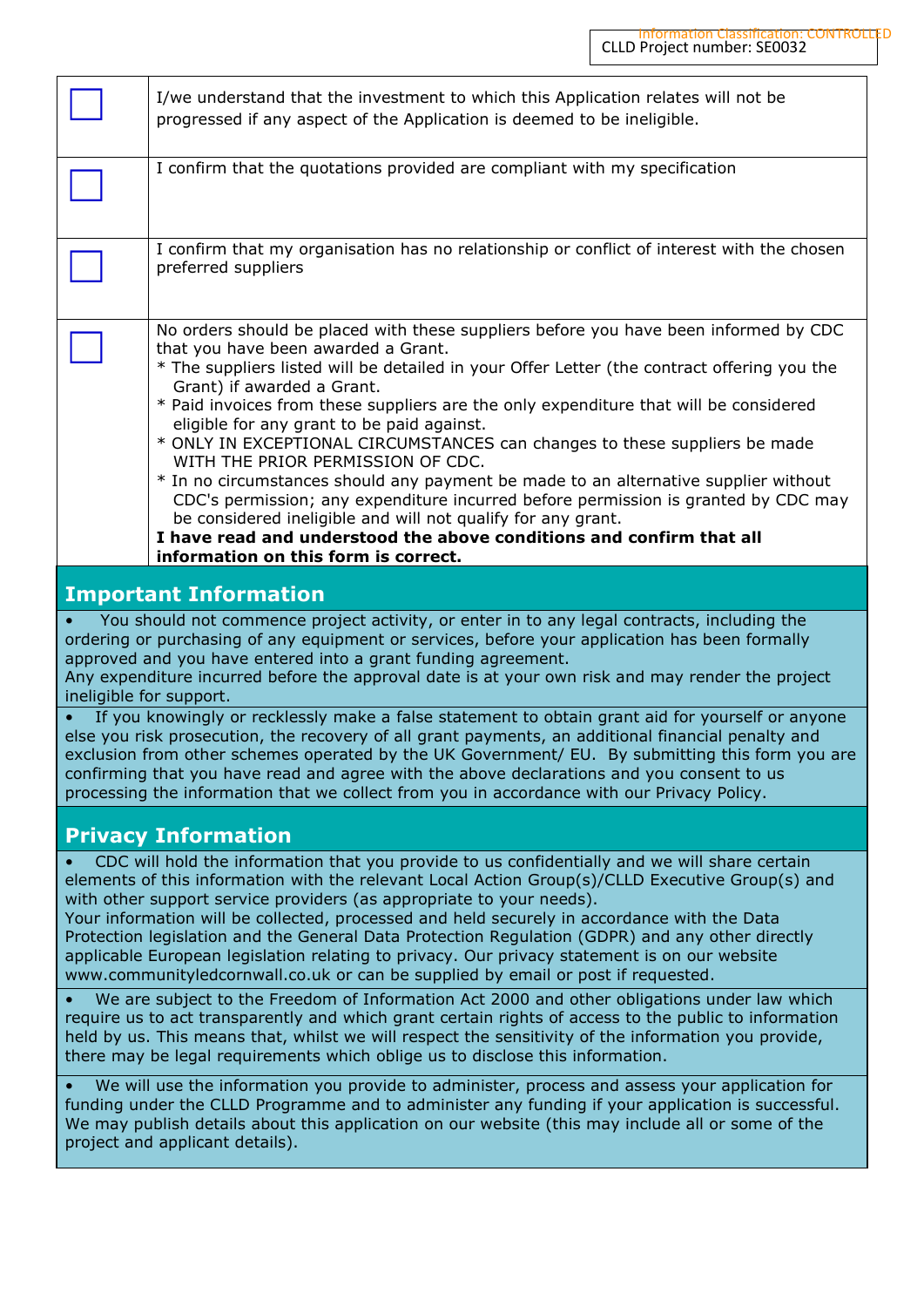Information Classification: CONTROLLED
CLLD Project number: SE0032

| | |
|---|---|
| ☐ | I/we understand that the investment to which this Application relates will not be progressed if any aspect of the Application is deemed to be ineligible. |
| ☐ | I confirm that the quotations provided are compliant with my specification |
| ☐ | I confirm that my organisation has no relationship or conflict of interest with the chosen preferred suppliers |
| ☐ | No orders should be placed with these suppliers before you have been informed by CDC that you have been awarded a Grant.<br>* The suppliers listed will be detailed in your Offer Letter (the contract offering you the Grant) if awarded a Grant.<br>* Paid invoices from these suppliers are the only expenditure that will be considered eligible for any grant to be paid against.<br>* ONLY IN EXCEPTIONAL CIRCUMSTANCES can changes to these suppliers be made WITH THE PRIOR PERMISSION OF CDC.<br>* In no circumstances should any payment be made to an alternative supplier without CDC's permission; any expenditure incurred before permission is granted by CDC may be considered ineligible and will not qualify for any grant.<br>**I have read and understood the above conditions and confirm that all information on this form is correct.** |

## Important Information

- You should not commence project activity, or enter in to any legal contracts, including the ordering or purchasing of any equipment or services, before your application has been formally approved and you have entered into a grant funding agreement.
  Any expenditure incurred before the approval date is at your own risk and may render the project ineligible for support.
- If you knowingly or recklessly make a false statement to obtain grant aid for yourself or anyone else you risk prosecution, the recovery of all grant payments, an additional financial penalty and exclusion from other schemes operated by the UK Government/ EU. By submitting this form you are confirming that you have read and agree with the above declarations and you consent to us processing the information that we collect from you in accordance with our Privacy Policy.

## Privacy Information

- CDC will hold the information that you provide to us confidentially and we will share certain elements of this information with the relevant Local Action Group(s)/CLLD Executive Group(s) and with other support service providers (as appropriate to your needs).
  Your information will be collected, processed and held securely in accordance with the Data Protection legislation and the General Data Protection Regulation (GDPR) and any other directly applicable European legislation relating to privacy. Our privacy statement is on our website www.communityledcornwall.co.uk or can be supplied by email or post if requested.
- We are subject to the Freedom of Information Act 2000 and other obligations under law which require us to act transparently and which grant certain rights of access to the public to information held by us. This means that, whilst we will respect the sensitivity of the information you provide, there may be legal requirements which oblige us to disclose this information.
- We will use the information you provide to administer, process and assess your application for funding under the CLLD Programme and to administer any funding if your application is successful. We may publish details about this application on our website (this may include all or some of the project and applicant details).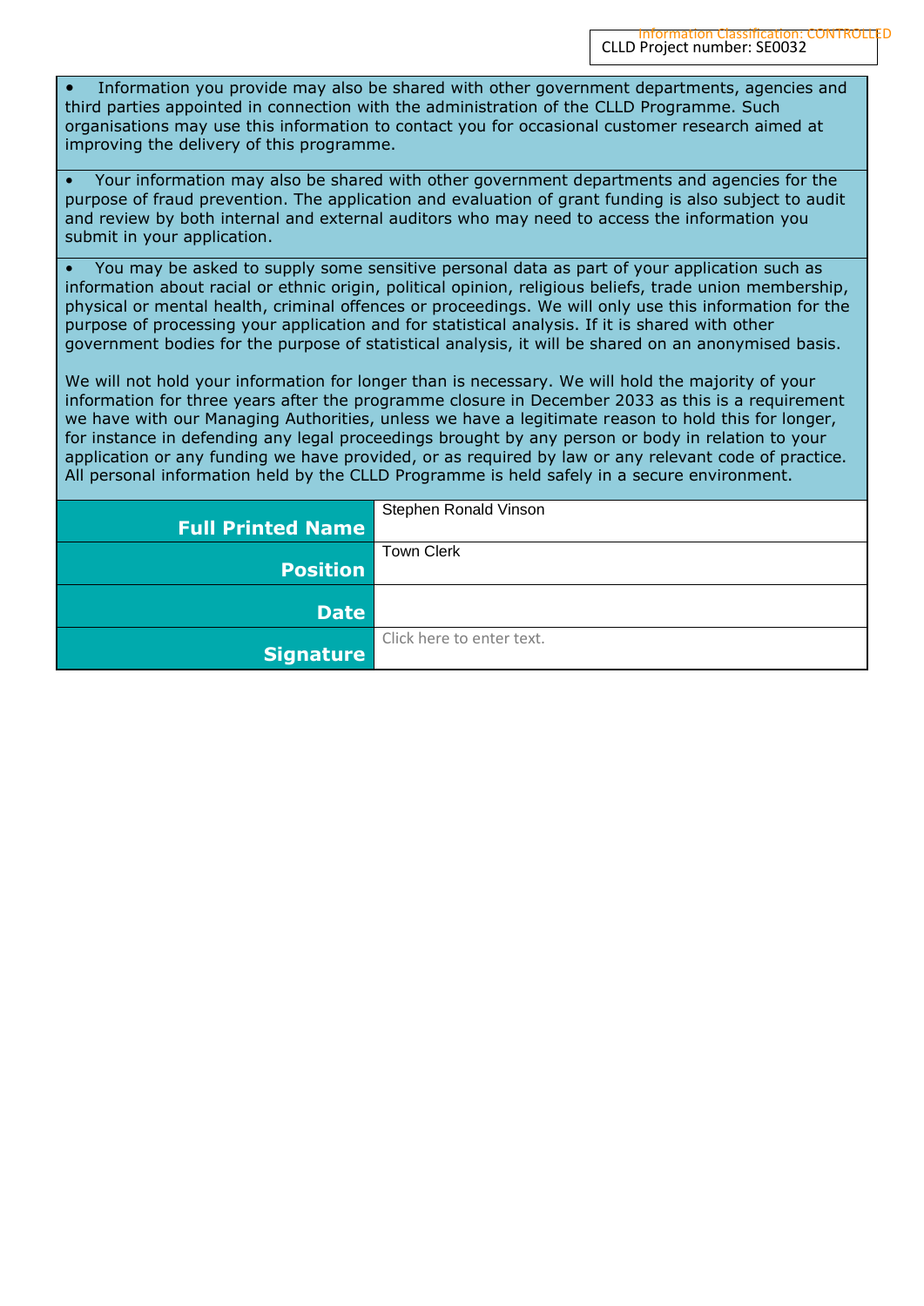CLLD Project number: SE0032

- Information you provide may also be shared with other government departments, agencies and third parties appointed in connection with the administration of the CLLD Programme. Such organisations may use this information to contact you for occasional customer research aimed at improving the delivery of this programme.
- Your information may also be shared with other government departments and agencies for the purpose of fraud prevention. The application and evaluation of grant funding is also subject to audit and review by both internal and external auditors who may need to access the information you submit in your application.
- You may be asked to supply some sensitive personal data as part of your application such as information about racial or ethnic origin, political opinion, religious beliefs, trade union membership, physical or mental health, criminal offences or proceedings. We will only use this information for the purpose of processing your application and for statistical analysis. If it is shared with other government bodies for the purpose of statistical analysis, it will be shared on an anonymised basis.

We will not hold your information for longer than is necessary. We will hold the majority of your information for three years after the programme closure in December 2033 as this is a requirement we have with our Managing Authorities, unless we have a legitimate reason to hold this for longer, for instance in defending any legal proceedings brought by any person or body in relation to your application or any funding we have provided, or as required by law or any relevant code of practice. All personal information held by the CLLD Programme is held safely in a secure environment.

| | |
|---|---|
| **Full Printed Name** | Stephen Ronald Vinson |
| **Position** | Town Clerk |
| **Date** | |
| **Signature** | Click here to enter text. |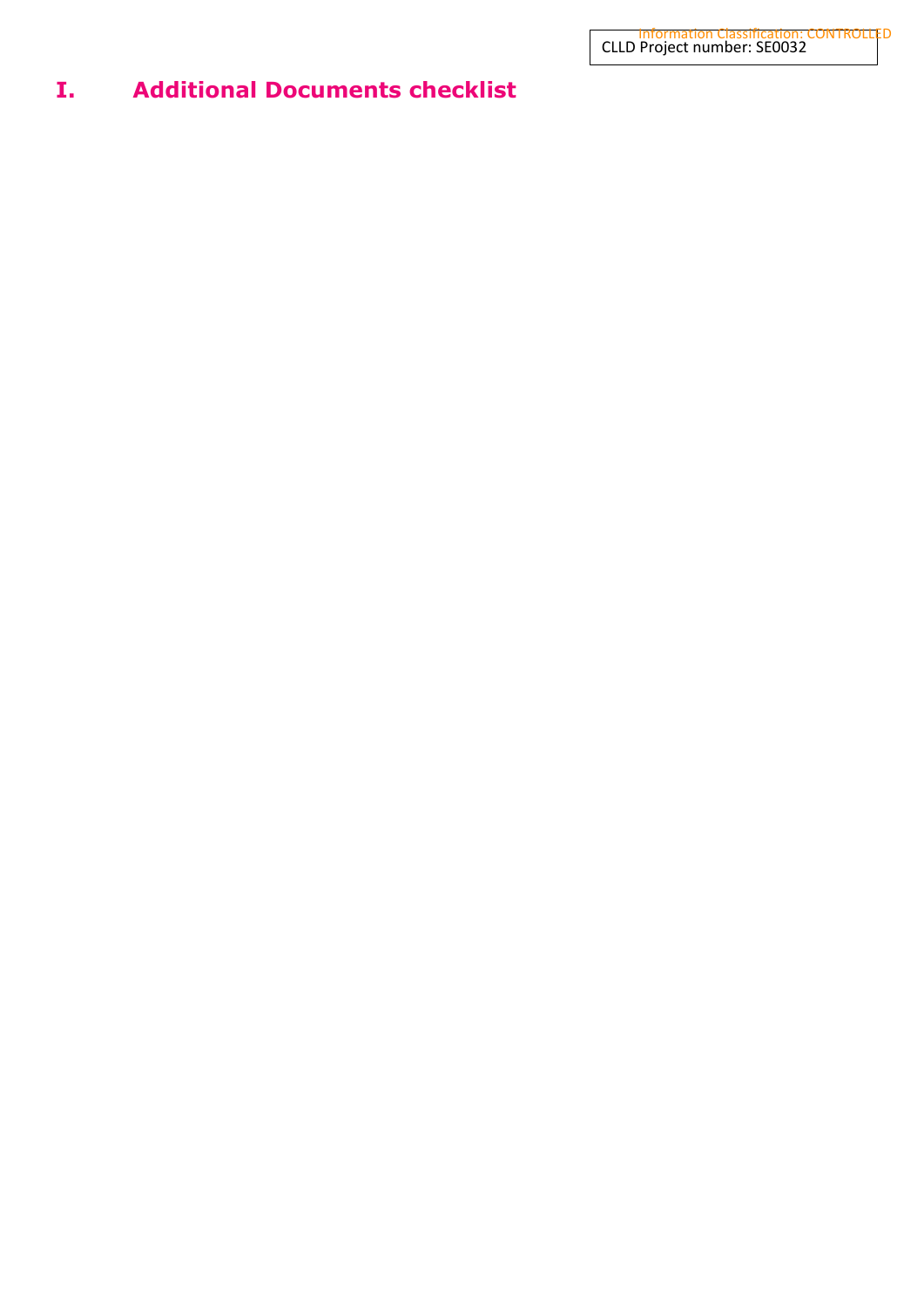# I. Additional Documents checklist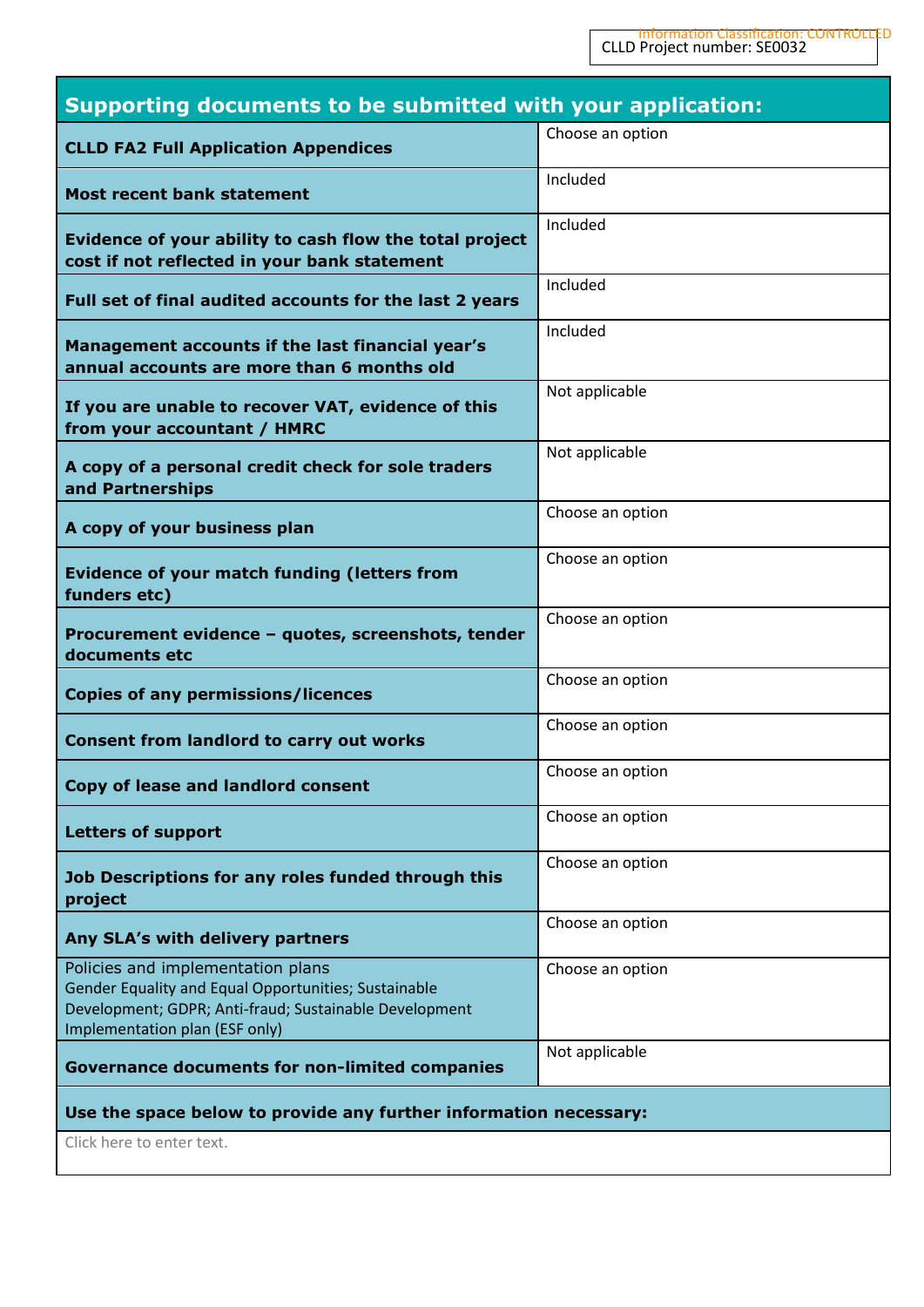Information Classification: CONTROLLED

CLLD Project number: SE0032

| Supporting documents to be submitted with your application: | |
|---|---|
| **CLLD FA2 Full Application Appendices** | Choose an option |
| **Most recent bank statement** | Included |
| **Evidence of your ability to cash flow the total project cost if not reflected in your bank statement** | Included |
| **Full set of final audited accounts for the last 2 years** | Included |
| **Management accounts if the last financial year's annual accounts are more than 6 months old** | Included |
| **If you are unable to recover VAT, evidence of this from your accountant / HMRC** | Not applicable |
| **A copy of a personal credit check for sole traders and Partnerships** | Not applicable |
| **A copy of your business plan** | Choose an option |
| **Evidence of your match funding (letters from funders etc)** | Choose an option |
| **Procurement evidence – quotes, screenshots, tender documents etc** | Choose an option |
| **Copies of any permissions/licences** | Choose an option |
| **Consent from landlord to carry out works** | Choose an option |
| **Copy of lease and landlord consent** | Choose an option |
| **Letters of support** | Choose an option |
| **Job Descriptions for any roles funded through this project** | Choose an option |
| **Any SLA's with delivery partners** | Choose an option |
| Policies and implementation plans<br>Gender Equality and Equal Opportunities; Sustainable Development; GDPR; Anti-fraud; Sustainable Development Implementation plan (ESF only) | Choose an option |
| **Governance documents for non-limited companies** | Not applicable |

**Use the space below to provide any further information necessary:**

Click here to enter text.